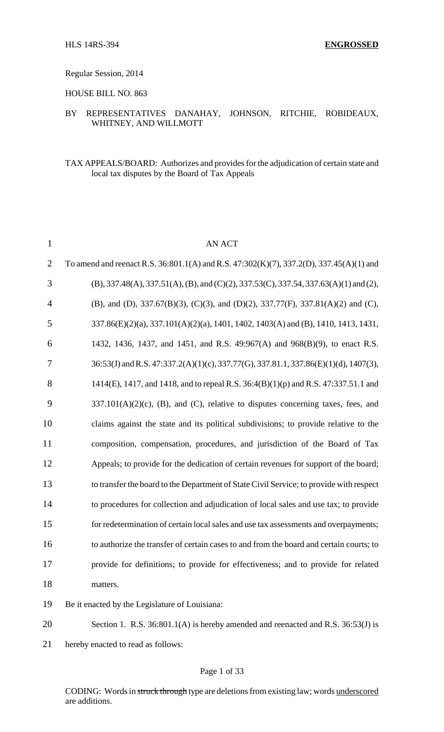HLS 14RS-394 **ENGROSSED**

Regular Session, 2014

HOUSE BILL NO. 863

BY REPRESENTATIVES DANAHAY, JOHNSON, RITCHIE, ROBIDEAUX, WHITNEY, AND WILLMOTT

TAX APPEALS/BOARD: Authorizes and provides for the adjudication of certain state and local tax disputes by the Board of Tax Appeals

AN ACT

To amend and reenact R.S. 36:801.1(A) and R.S. 47:302(K)(7), 337.2(D), 337.45(A)(1) and (B), 337.48(A), 337.51(A), (B), and (C)(2), 337.53(C), 337.54, 337.63(A)(1) and (2), (B), and (D), 337.67(B)(3), (C)(3), and (D)(2), 337.77(F), 337.81(A)(2) and (C), 337.86(E)(2)(a), 337.101(A)(2)(a), 1401, 1402, 1403(A) and (B), 1410, 1413, 1431, 1432, 1436, 1437, and 1451, and R.S. 49:967(A) and 968(B)(9), to enact R.S. 36:53(J) and R.S. 47:337.2(A)(1)(c), 337.77(G), 337.81.1, 337.86(E)(1)(d), 1407(3), 1414(E), 1417, and 1418, and to repeal R.S. 36:4(B)(1)(p) and R.S. 47:337.51.1 and 337.101(A)(2)(c), (B), and (C), relative to disputes concerning taxes, fees, and claims against the state and its political subdivisions; to provide relative to the composition, compensation, procedures, and jurisdiction of the Board of Tax Appeals; to provide for the dedication of certain revenues for support of the board; to transfer the board to the Department of State Civil Service; to provide with respect to procedures for collection and adjudication of local sales and use tax; to provide for redetermination of certain local sales and use tax assessments and overpayments; to authorize the transfer of certain cases to and from the board and certain courts; to provide for definitions; to provide for effectiveness; and to provide for related matters.

Be it enacted by the Legislature of Louisiana:

Section 1. R.S. 36:801.1(A) is hereby amended and reenacted and R.S. 36:53(J) is hereby enacted to read as follows:

CODING: Words in ~~struck through~~ type are deletions from existing law; words underscored are additions.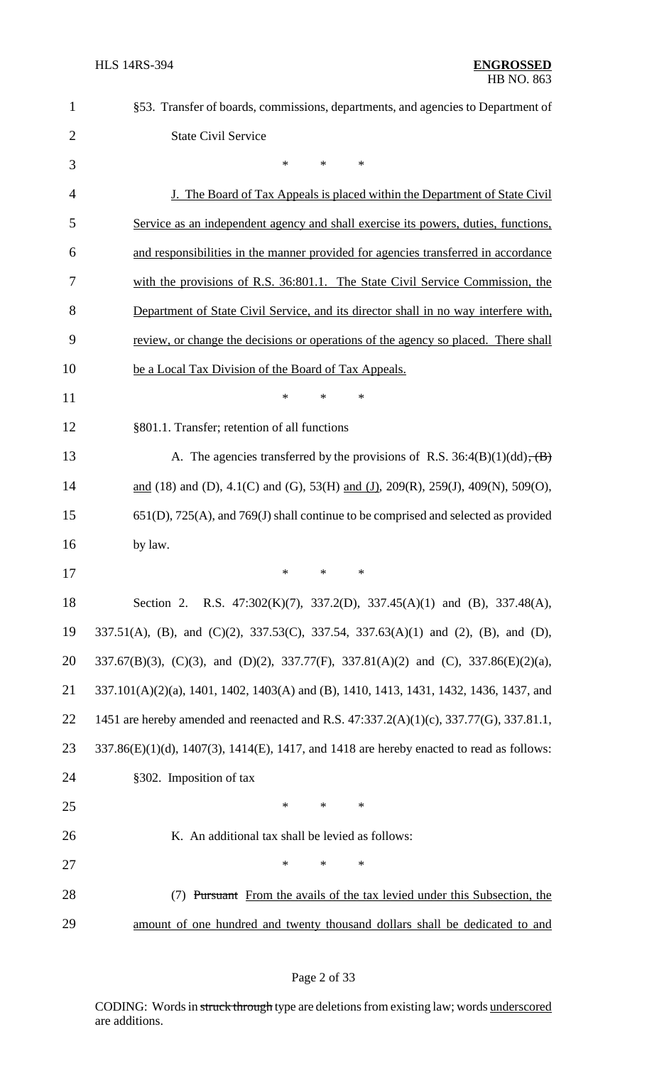§53. Transfer of boards, commissions, departments, and agencies to Department of State Civil Service

\* \* \*

J. The Board of Tax Appeals is placed within the Department of State Civil Service as an independent agency and shall exercise its powers, duties, functions, and responsibilities in the manner provided for agencies transferred in accordance with the provisions of R.S. 36:801.1. The State Civil Service Commission, the Department of State Civil Service, and its director shall in no way interfere with, review, or change the decisions or operations of the agency so placed. There shall be a Local Tax Division of the Board of Tax Appeals.

\* \* \*

§801.1. Transfer; retention of all functions

A. The agencies transferred by the provisions of R.S. 36:4(B)(1)(dd), ~~(B)~~ and (18) and (D), 4.1(C) and (G), 53(H) and (J), 209(R), 259(J), 409(N), 509(O), 651(D), 725(A), and 769(J) shall continue to be comprised and selected as provided by law.

\* \* \*

Section 2. R.S. 47:302(K)(7), 337.2(D), 337.45(A)(1) and (B), 337.48(A), 337.51(A), (B), and (C)(2), 337.53(C), 337.54, 337.63(A)(1) and (2), (B), and (D), 337.67(B)(3), (C)(3), and (D)(2), 337.77(F), 337.81(A)(2) and (C), 337.86(E)(2)(a), 337.101(A)(2)(a), 1401, 1402, 1403(A) and (B), 1410, 1413, 1431, 1432, 1436, 1437, and 1451 are hereby amended and reenacted and R.S. 47:337.2(A)(1)(c), 337.77(G), 337.81.1, 337.86(E)(1)(d), 1407(3), 1414(E), 1417, and 1418 are hereby enacted to read as follows:

§302. Imposition of tax

\* \* \*

K. An additional tax shall be levied as follows:

\* \* \*

(7) ~~Pursuant~~ From the avails of the tax levied under this Subsection, the amount of one hundred and twenty thousand dollars shall be dedicated to and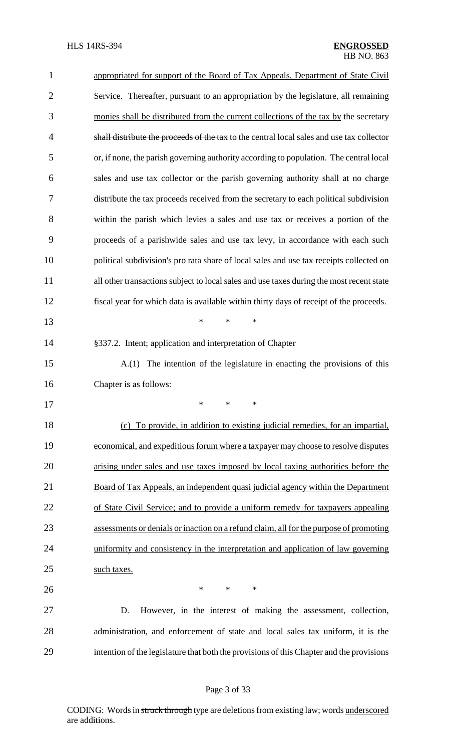appropriated for support of the Board of Tax Appeals, Department of State Civil Service. Thereafter, pursuant to an appropriation by the legislature, all remaining monies shall be distributed from the current collections of the tax by the secretary ~~shall distribute the proceeds of the tax~~ to the central local sales and use tax collector or, if none, the parish governing authority according to population. The central local sales and use tax collector or the parish governing authority shall at no charge distribute the tax proceeds received from the secretary to each political subdivision within the parish which levies a sales and use tax or receives a portion of the proceeds of a parishwide sales and use tax levy, in accordance with each such political subdivision's pro rata share of local sales and use tax receipts collected on all other transactions subject to local sales and use taxes during the most recent state fiscal year for which data is available within thirty days of receipt of the proceeds.

\* \* \*

§337.2. Intent; application and interpretation of Chapter

A.(1) The intention of the legislature in enacting the provisions of this Chapter is as follows:

\* \* \*

(c) To provide, in addition to existing judicial remedies, for an impartial, economical, and expeditious forum where a taxpayer may choose to resolve disputes arising under sales and use taxes imposed by local taxing authorities before the Board of Tax Appeals, an independent quasi judicial agency within the Department of State Civil Service; and to provide a uniform remedy for taxpayers appealing assessments or denials or inaction on a refund claim, all for the purpose of promoting uniformity and consistency in the interpretation and application of law governing such taxes.

\* \* \*

D. However, in the interest of making the assessment, collection, administration, and enforcement of state and local sales tax uniform, it is the intention of the legislature that both the provisions of this Chapter and the provisions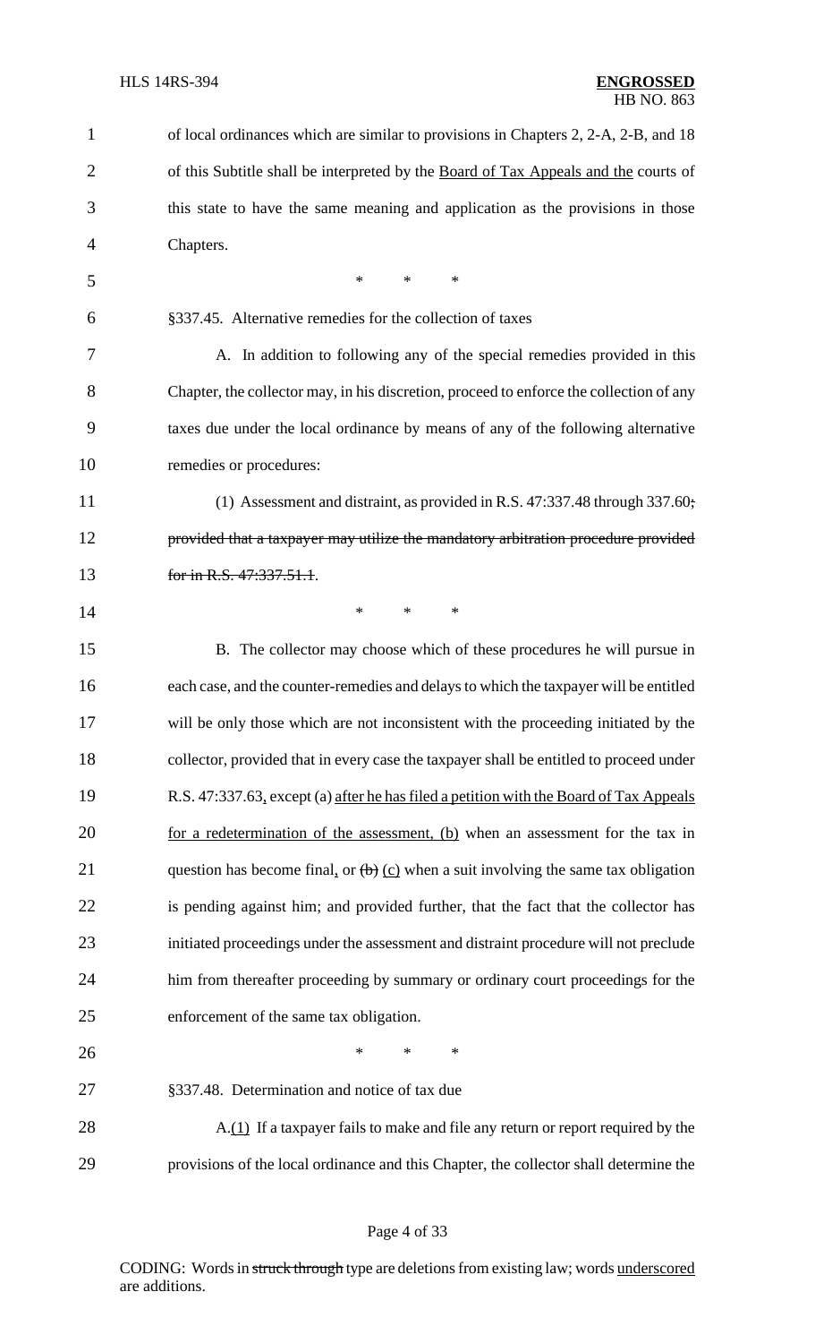of local ordinances which are similar to provisions in Chapters 2, 2-A, 2-B, and 18 of this Subtitle shall be interpreted by the Board of Tax Appeals and the courts of this state to have the same meaning and application as the provisions in those Chapters.

\* \* \*

§337.45. Alternative remedies for the collection of taxes

A. In addition to following any of the special remedies provided in this Chapter, the collector may, in his discretion, proceed to enforce the collection of any taxes due under the local ordinance by means of any of the following alternative remedies or procedures:

(1) Assessment and distraint, as provided in R.S. 47:337.48 through 337.60~~; provided that a taxpayer may utilize the mandatory arbitration procedure provided for in R.S. 47:337.51.1~~.

\* \* \*

B. The collector may choose which of these procedures he will pursue in each case, and the counter-remedies and delays to which the taxpayer will be entitled will be only those which are not inconsistent with the proceeding initiated by the collector, provided that in every case the taxpayer shall be entitled to proceed under R.S. 47:337.63, except (a) after he has filed a petition with the Board of Tax Appeals for a redetermination of the assessment, (b) when an assessment for the tax in question has become final, or ~~(b)~~ (c) when a suit involving the same tax obligation is pending against him; and provided further, that the fact that the collector has initiated proceedings under the assessment and distraint procedure will not preclude him from thereafter proceeding by summary or ordinary court proceedings for the enforcement of the same tax obligation.

\* \* \*

§337.48. Determination and notice of tax due

A.(1) If a taxpayer fails to make and file any return or report required by the provisions of the local ordinance and this Chapter, the collector shall determine the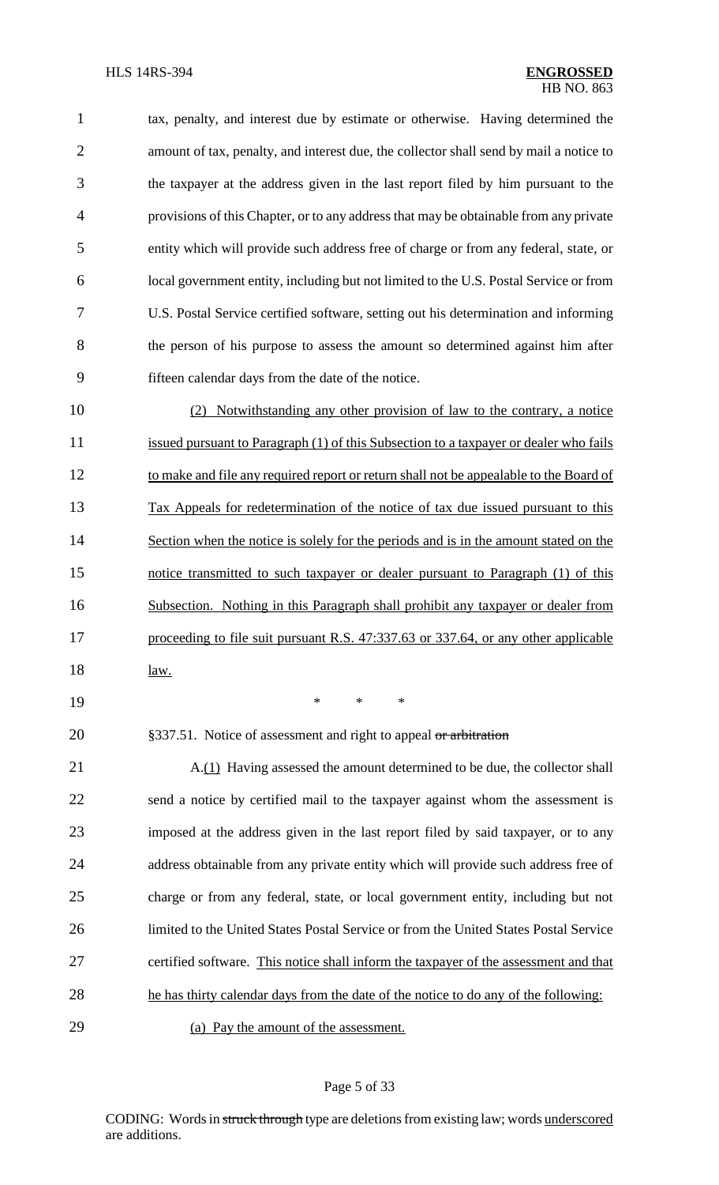tax, penalty, and interest due by estimate or otherwise. Having determined the amount of tax, penalty, and interest due, the collector shall send by mail a notice to the taxpayer at the address given in the last report filed by him pursuant to the provisions of this Chapter, or to any address that may be obtainable from any private entity which will provide such address free of charge or from any federal, state, or local government entity, including but not limited to the U.S. Postal Service or from U.S. Postal Service certified software, setting out his determination and informing the person of his purpose to assess the amount so determined against him after fifteen calendar days from the date of the notice.

(2) Notwithstanding any other provision of law to the contrary, a notice issued pursuant to Paragraph (1) of this Subsection to a taxpayer or dealer who fails to make and file any required report or return shall not be appealable to the Board of Tax Appeals for redetermination of the notice of tax due issued pursuant to this Section when the notice is solely for the periods and is in the amount stated on the notice transmitted to such taxpayer or dealer pursuant to Paragraph (1) of this Subsection. Nothing in this Paragraph shall prohibit any taxpayer or dealer from proceeding to file suit pursuant R.S. 47:337.63 or 337.64, or any other applicable law.

\* \* \*

§337.51. Notice of assessment and right to appeal ~~or arbitration~~

A.(1) Having assessed the amount determined to be due, the collector shall send a notice by certified mail to the taxpayer against whom the assessment is imposed at the address given in the last report filed by said taxpayer, or to any address obtainable from any private entity which will provide such address free of charge or from any federal, state, or local government entity, including but not limited to the United States Postal Service or from the United States Postal Service certified software. This notice shall inform the taxpayer of the assessment and that he has thirty calendar days from the date of the notice to do any of the following:

(a) Pay the amount of the assessment.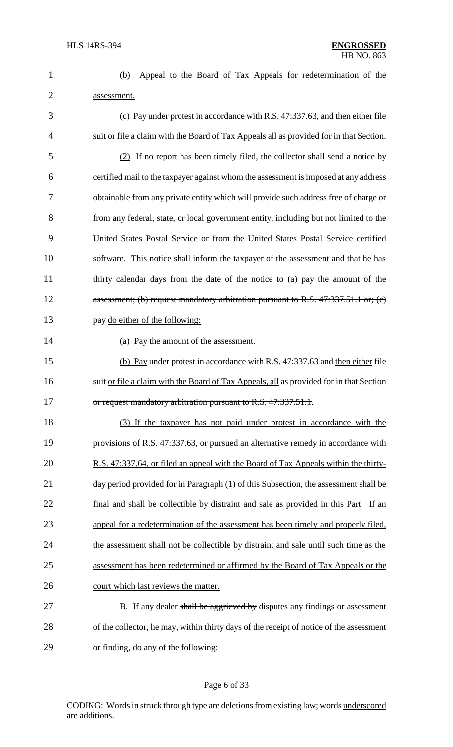(b) ~~Appeal to the Board of Tax Appeals for redetermination of the assessment.~~

(c) Pay under protest in accordance with R.S. 47:337.63, and then either file suit or file a claim with the Board of Tax Appeals all as provided for in that Section.

(2) If no report has been timely filed, the collector shall send a notice by certified mail to the taxpayer against whom the assessment is imposed at any address obtainable from any private entity which will provide such address free of charge or from any federal, state, or local government entity, including but not limited to the United States Postal Service or from the United States Postal Service certified software. This notice shall inform the taxpayer of the assessment and that he has thirty calendar days from the date of the notice to ~~(a) pay the amount of the assessment; (b) request mandatory arbitration pursuant to R.S. 47:337.51.1 or; (c) pay~~ do either of the following:

(a) Pay the amount of the assessment.

(b) Pay under protest in accordance with R.S. 47:337.63 and then either file suit or file a claim with the Board of Tax Appeals, all as provided for in that Section ~~or request mandatory arbitration pursuant to R.S. 47:337.51.1~~.

(3) If the taxpayer has not paid under protest in accordance with the provisions of R.S. 47:337.63, or pursued an alternative remedy in accordance with R.S. 47:337.64, or filed an appeal with the Board of Tax Appeals within the thirty-day period provided for in Paragraph (1) of this Subsection, the assessment shall be final and shall be collectible by distraint and sale as provided in this Part. If an appeal for a redetermination of the assessment has been timely and properly filed, the assessment shall not be collectible by distraint and sale until such time as the assessment has been redetermined or affirmed by the Board of Tax Appeals or the court which last reviews the matter.

B. If any dealer ~~shall be aggrieved by~~ disputes any findings or assessment of the collector, he may, within thirty days of the receipt of notice of the assessment or finding, do any of the following: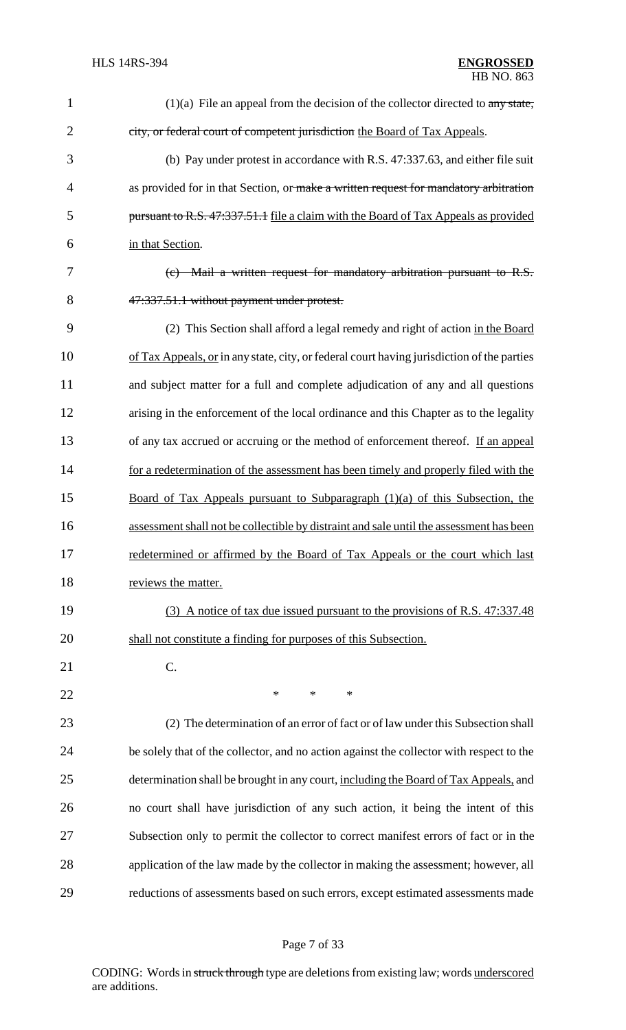(1)(a) File an appeal from the decision of the collector directed to ~~any state, city, or federal court of competent jurisdiction~~ the Board of Tax Appeals.

(b) Pay under protest in accordance with R.S. 47:337.63, and either file suit as provided for in that Section, or ~~make a written request for mandatory arbitration pursuant to R.S. 47:337.51.1~~ file a claim with the Board of Tax Appeals as provided in that Section.

~~(c) Mail a written request for mandatory arbitration pursuant to R.S. 47:337.51.1 without payment under protest.~~

(2) This Section shall afford a legal remedy and right of action in the Board of Tax Appeals, or in any state, city, or federal court having jurisdiction of the parties and subject matter for a full and complete adjudication of any and all questions arising in the enforcement of the local ordinance and this Chapter as to the legality of any tax accrued or accruing or the method of enforcement thereof. If an appeal for a redetermination of the assessment has been timely and properly filed with the Board of Tax Appeals pursuant to Subparagraph (1)(a) of this Subsection, the assessment shall not be collectible by distraint and sale until the assessment has been redetermined or affirmed by the Board of Tax Appeals or the court which last reviews the matter.

(3) A notice of tax due issued pursuant to the provisions of R.S. 47:337.48 shall not constitute a finding for purposes of this Subsection.

C.

\* \* \*

(2) The determination of an error of fact or of law under this Subsection shall be solely that of the collector, and no action against the collector with respect to the determination shall be brought in any court, including the Board of Tax Appeals, and no court shall have jurisdiction of any such action, it being the intent of this Subsection only to permit the collector to correct manifest errors of fact or in the application of the law made by the collector in making the assessment; however, all reductions of assessments based on such errors, except estimated assessments made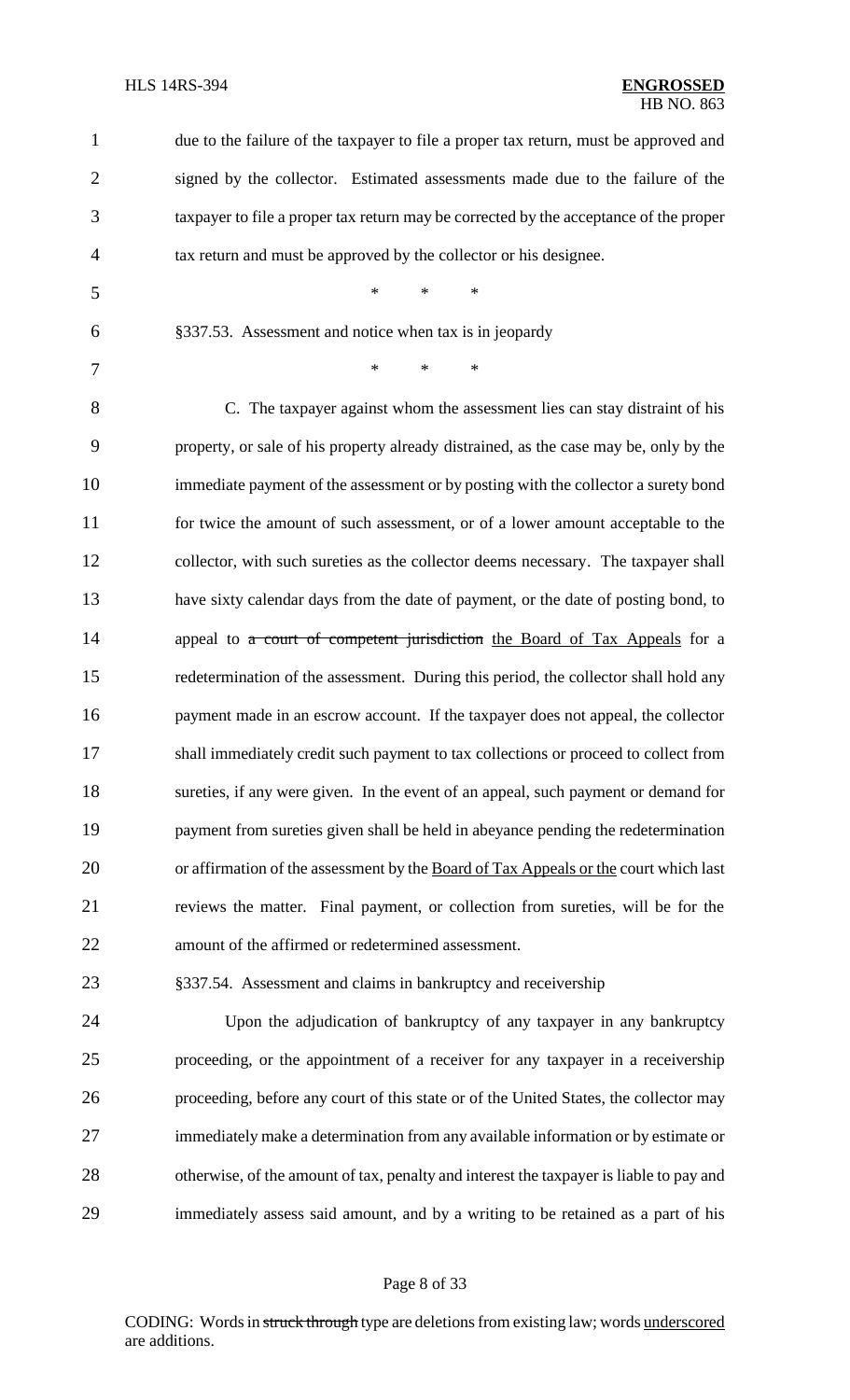due to the failure of the taxpayer to file a proper tax return, must be approved and signed by the collector. Estimated assessments made due to the failure of the taxpayer to file a proper tax return may be corrected by the acceptance of the proper tax return and must be approved by the collector or his designee.

\* \* \*

§337.53. Assessment and notice when tax is in jeopardy

\* \* \*

C. The taxpayer against whom the assessment lies can stay distraint of his property, or sale of his property already distrained, as the case may be, only by the immediate payment of the assessment or by posting with the collector a surety bond for twice the amount of such assessment, or of a lower amount acceptable to the collector, with such sureties as the collector deems necessary. The taxpayer shall have sixty calendar days from the date of payment, or the date of posting bond, to appeal to ~~a court of competent jurisdiction~~ <u>the Board of Tax Appeals</u> for a redetermination of the assessment. During this period, the collector shall hold any payment made in an escrow account. If the taxpayer does not appeal, the collector shall immediately credit such payment to tax collections or proceed to collect from sureties, if any were given. In the event of an appeal, such payment or demand for payment from sureties given shall be held in abeyance pending the redetermination or affirmation of the assessment by the <u>Board of Tax Appeals or the</u> court which last reviews the matter. Final payment, or collection from sureties, will be for the amount of the affirmed or redetermined assessment.

§337.54. Assessment and claims in bankruptcy and receivership

Upon the adjudication of bankruptcy of any taxpayer in any bankruptcy proceeding, or the appointment of a receiver for any taxpayer in a receivership proceeding, before any court of this state or of the United States, the collector may immediately make a determination from any available information or by estimate or otherwise, of the amount of tax, penalty and interest the taxpayer is liable to pay and immediately assess said amount, and by a writing to be retained as a part of his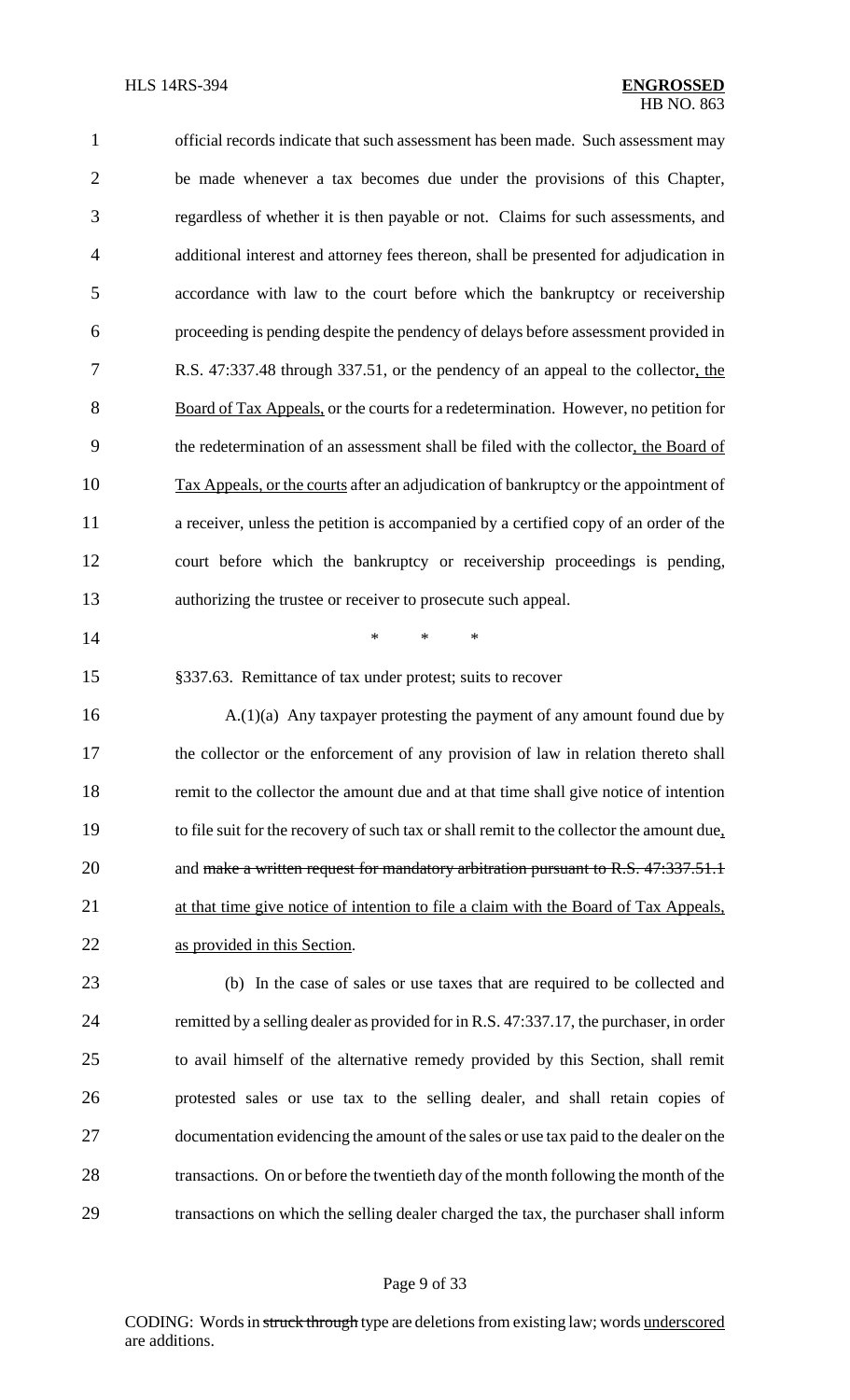official records indicate that such assessment has been made. Such assessment may be made whenever a tax becomes due under the provisions of this Chapter, regardless of whether it is then payable or not. Claims for such assessments, and additional interest and attorney fees thereon, shall be presented for adjudication in accordance with law to the court before which the bankruptcy or receivership proceeding is pending despite the pendency of delays before assessment provided in R.S. 47:337.48 through 337.51, or the pendency of an appeal to the collector, the Board of Tax Appeals, or the courts for a redetermination. However, no petition for the redetermination of an assessment shall be filed with the collector, the Board of Tax Appeals, or the courts after an adjudication of bankruptcy or the appointment of a receiver, unless the petition is accompanied by a certified copy of an order of the court before which the bankruptcy or receivership proceedings is pending, authorizing the trustee or receiver to prosecute such appeal.

\* \* \*

§337.63. Remittance of tax under protest; suits to recover

A.(1)(a) Any taxpayer protesting the payment of any amount found due by the collector or the enforcement of any provision of law in relation thereto shall remit to the collector the amount due and at that time shall give notice of intention to file suit for the recovery of such tax or shall remit to the collector the amount due, and ~~make a written request for mandatory arbitration pursuant to R.S. 47:337.51.1~~ at that time give notice of intention to file a claim with the Board of Tax Appeals, as provided in this Section.

(b) In the case of sales or use taxes that are required to be collected and remitted by a selling dealer as provided for in R.S. 47:337.17, the purchaser, in order to avail himself of the alternative remedy provided by this Section, shall remit protested sales or use tax to the selling dealer, and shall retain copies of documentation evidencing the amount of the sales or use tax paid to the dealer on the transactions. On or before the twentieth day of the month following the month of the transactions on which the selling dealer charged the tax, the purchaser shall inform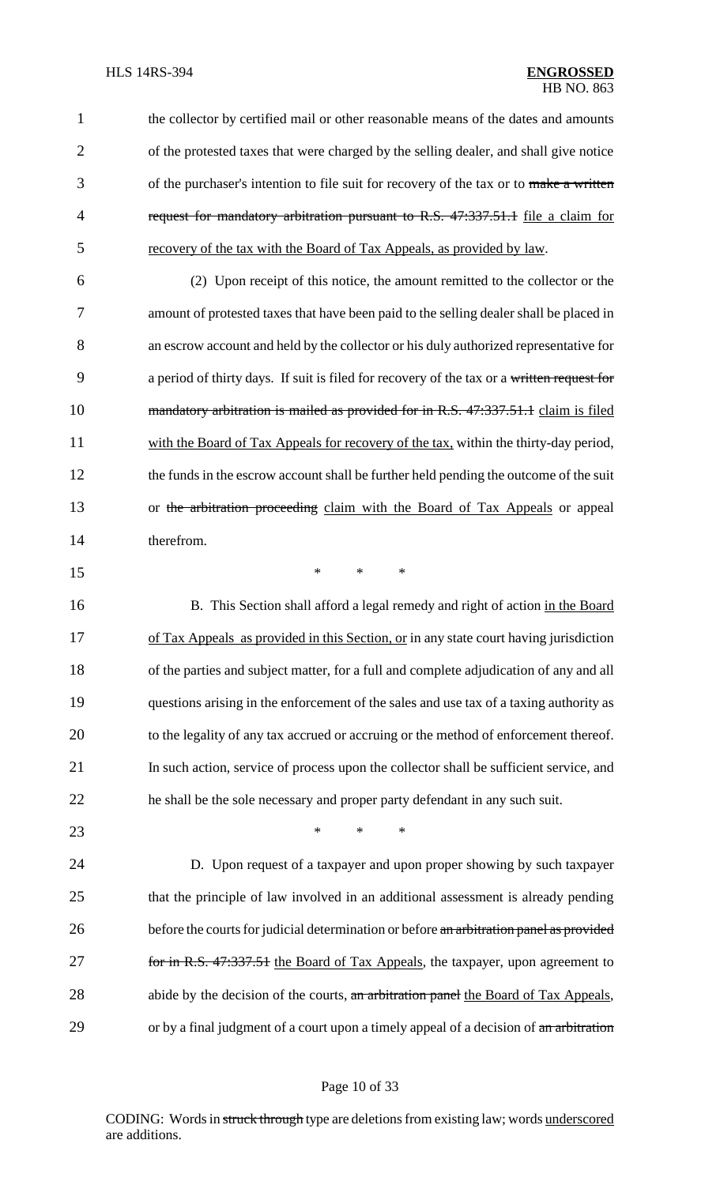the collector by certified mail or other reasonable means of the dates and amounts of the protested taxes that were charged by the selling dealer, and shall give notice of the purchaser's intention to file suit for recovery of the tax or to ~~make a written request for mandatory arbitration pursuant to R.S. 47:337.51.1~~ file a claim for recovery of the tax with the Board of Tax Appeals, as provided by law.

(2) Upon receipt of this notice, the amount remitted to the collector or the amount of protested taxes that have been paid to the selling dealer shall be placed in an escrow account and held by the collector or his duly authorized representative for a period of thirty days. If suit is filed for recovery of the tax or a ~~written request for mandatory arbitration is mailed as provided for in R.S. 47:337.51.1~~ claim is filed with the Board of Tax Appeals for recovery of the tax, within the thirty-day period, the funds in the escrow account shall be further held pending the outcome of the suit or ~~the arbitration proceeding~~ claim with the Board of Tax Appeals or appeal therefrom.

\* \* \*

B. This Section shall afford a legal remedy and right of action in the Board of Tax Appeals as provided in this Section, or in any state court having jurisdiction of the parties and subject matter, for a full and complete adjudication of any and all questions arising in the enforcement of the sales and use tax of a taxing authority as to the legality of any tax accrued or accruing or the method of enforcement thereof. In such action, service of process upon the collector shall be sufficient service, and he shall be the sole necessary and proper party defendant in any such suit.

\* \* \*

D. Upon request of a taxpayer and upon proper showing by such taxpayer that the principle of law involved in an additional assessment is already pending before the courts for judicial determination or before ~~an arbitration panel as provided for in R.S. 47:337.51~~ the Board of Tax Appeals, the taxpayer, upon agreement to abide by the decision of the courts, ~~an arbitration panel~~ the Board of Tax Appeals, or by a final judgment of a court upon a timely appeal of a decision of ~~an arbitration~~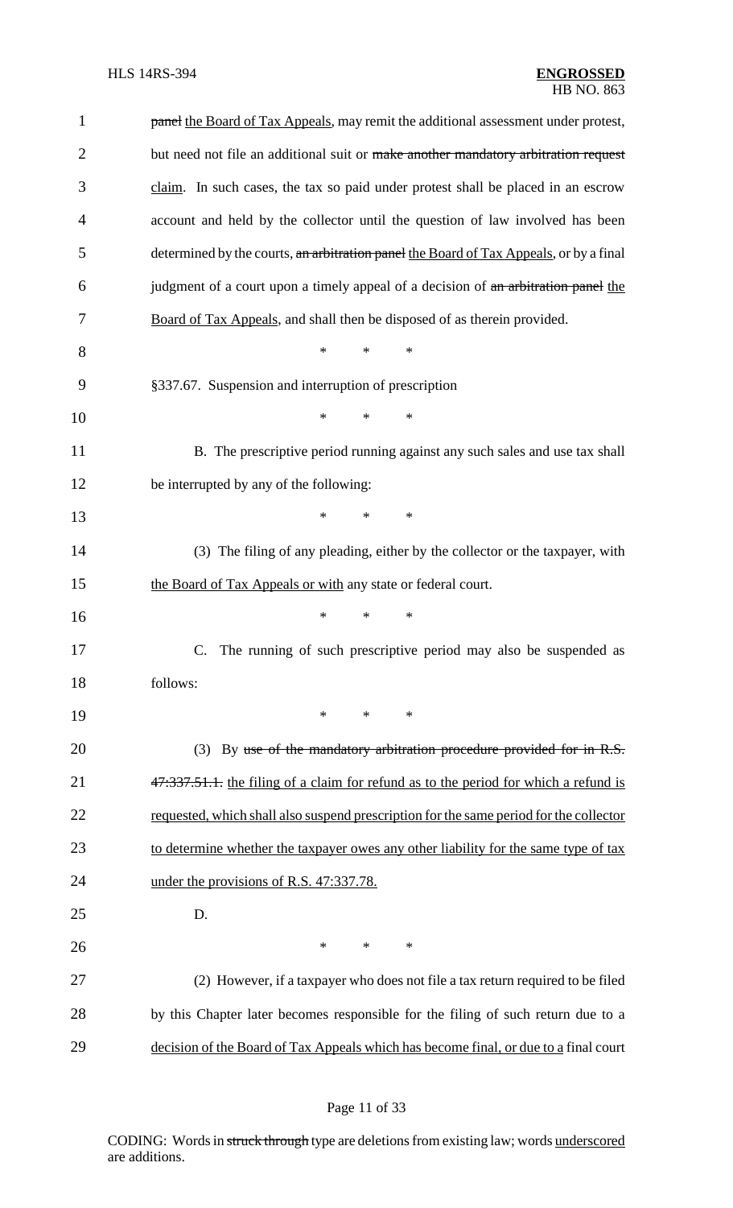~~panel~~ the Board of Tax Appeals, may remit the additional assessment under protest, but need not file an additional suit or ~~make another mandatory arbitration request~~ claim. In such cases, the tax so paid under protest shall be placed in an escrow account and held by the collector until the question of law involved has been determined by the courts, ~~an arbitration panel~~ the Board of Tax Appeals, or by a final judgment of a court upon a timely appeal of a decision of ~~an arbitration panel~~ the Board of Tax Appeals, and shall then be disposed of as therein provided.

\* \* \*

§337.67. Suspension and interruption of prescription

\* \* \*

B. The prescriptive period running against any such sales and use tax shall be interrupted by any of the following:

\* \* \*

(3) The filing of any pleading, either by the collector or the taxpayer, with the Board of Tax Appeals or with any state or federal court.

\* \* \*

C. The running of such prescriptive period may also be suspended as follows:

\* \* \*

(3) By ~~use of the mandatory arbitration procedure provided for in R.S. 47:337.51.1.~~ the filing of a claim for refund as to the period for which a refund is requested, which shall also suspend prescription for the same period for the collector to determine whether the taxpayer owes any other liability for the same type of tax under the provisions of R.S. 47:337.78.

D.

\* \* \*

(2) However, if a taxpayer who does not file a tax return required to be filed by this Chapter later becomes responsible for the filing of such return due to a decision of the Board of Tax Appeals which has become final, or due to a final court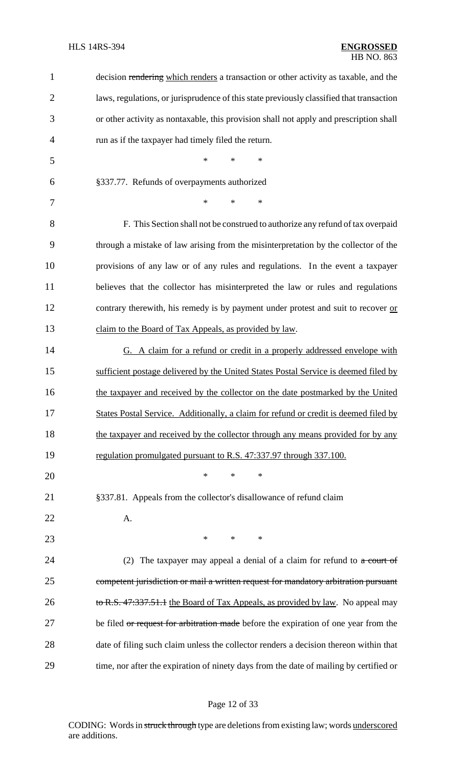decision ~~rendering~~ <u>which renders</u> a transaction or other activity as taxable, and the laws, regulations, or jurisprudence of this state previously classified that transaction or other activity as nontaxable, this provision shall not apply and prescription shall run as if the taxpayer had timely filed the return.

\* \* \*

§337.77. Refunds of overpayments authorized

\* \* \*

F. This Section shall not be construed to authorize any refund of tax overpaid through a mistake of law arising from the misinterpretation by the collector of the provisions of any law or of any rules and regulations. In the event a taxpayer believes that the collector has misinterpreted the law or rules and regulations contrary therewith, his remedy is by payment under protest and suit to recover <u>or claim to the Board of Tax Appeals, as provided by law</u>.

<u>G. A claim for a refund or credit in a properly addressed envelope with sufficient postage delivered by the United States Postal Service is deemed filed by the taxpayer and received by the collector on the date postmarked by the United States Postal Service. Additionally, a claim for refund or credit is deemed filed by the taxpayer and received by the collector through any means provided for by any regulation promulgated pursuant to R.S. 47:337.97 through 337.100.</u>

\* \* \*

§337.81. Appeals from the collector's disallowance of refund claim

A.

\* \* \*

(2) The taxpayer may appeal a denial of a claim for refund to ~~a court of competent jurisdiction or mail a written request for mandatory arbitration pursuant to R.S. 47:337.51.1~~ <u>the Board of Tax Appeals, as provided by law</u>. No appeal may be filed ~~or request for arbitration made~~ before the expiration of one year from the date of filing such claim unless the collector renders a decision thereon within that time, nor after the expiration of ninety days from the date of mailing by certified or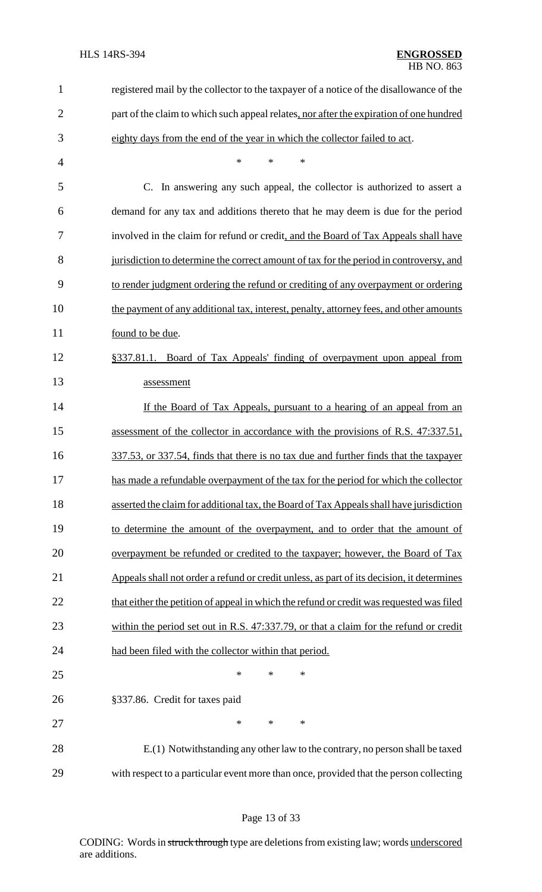registered mail by the collector to the taxpayer of a notice of the disallowance of the part of the claim to which such appeal relates, nor after the expiration of one hundred eighty days from the end of the year in which the collector failed to act.

\* \* \*

C. In answering any such appeal, the collector is authorized to assert a demand for any tax and additions thereto that he may deem is due for the period involved in the claim for refund or credit, and the Board of Tax Appeals shall have jurisdiction to determine the correct amount of tax for the period in controversy, and to render judgment ordering the refund or crediting of any overpayment or ordering the payment of any additional tax, interest, penalty, attorney fees, and other amounts found to be due.

§337.81.1. Board of Tax Appeals' finding of overpayment upon appeal from assessment

If the Board of Tax Appeals, pursuant to a hearing of an appeal from an assessment of the collector in accordance with the provisions of R.S. 47:337.51, 337.53, or 337.54, finds that there is no tax due and further finds that the taxpayer has made a refundable overpayment of the tax for the period for which the collector asserted the claim for additional tax, the Board of Tax Appeals shall have jurisdiction to determine the amount of the overpayment, and to order that the amount of overpayment be refunded or credited to the taxpayer; however, the Board of Tax Appeals shall not order a refund or credit unless, as part of its decision, it determines that either the petition of appeal in which the refund or credit was requested was filed within the period set out in R.S. 47:337.79, or that a claim for the refund or credit had been filed with the collector within that period.

\* \* \*

§337.86. Credit for taxes paid

\* \* \*

E.(1) Notwithstanding any other law to the contrary, no person shall be taxed with respect to a particular event more than once, provided that the person collecting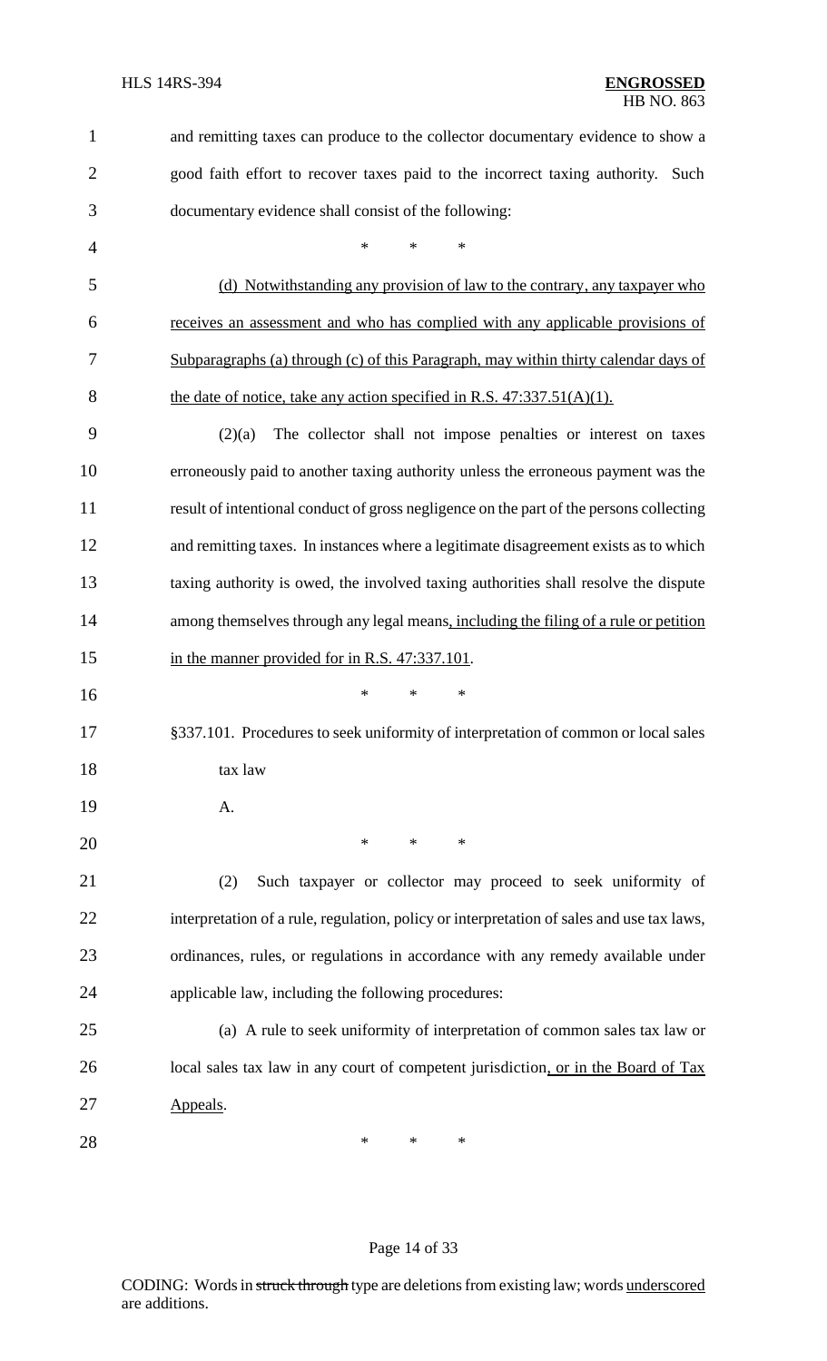and remitting taxes can produce to the collector documentary evidence to show a good faith effort to recover taxes paid to the incorrect taxing authority. Such documentary evidence shall consist of the following:

\* \* \*

<u>(d) Notwithstanding any provision of law to the contrary, any taxpayer who receives an assessment and who has complied with any applicable provisions of Subparagraphs (a) through (c) of this Paragraph, may within thirty calendar days of the date of notice, take any action specified in R.S. 47:337.51(A)(1).</u>

(2)(a) The collector shall not impose penalties or interest on taxes erroneously paid to another taxing authority unless the erroneous payment was the result of intentional conduct of gross negligence on the part of the persons collecting and remitting taxes. In instances where a legitimate disagreement exists as to which taxing authority is owed, the involved taxing authorities shall resolve the dispute among themselves through any legal means<u>, including the filing of a rule or petition in the manner provided for in R.S. 47:337.101</u>.

\* \* \*

§337.101. Procedures to seek uniformity of interpretation of common or local sales tax law

A.

\* \* \*

(2) Such taxpayer or collector may proceed to seek uniformity of interpretation of a rule, regulation, policy or interpretation of sales and use tax laws, ordinances, rules, or regulations in accordance with any remedy available under applicable law, including the following procedures:

(a) A rule to seek uniformity of interpretation of common sales tax law or local sales tax law in any court of competent jurisdiction<u>, or in the Board of Tax Appeals</u>.

\* \* \*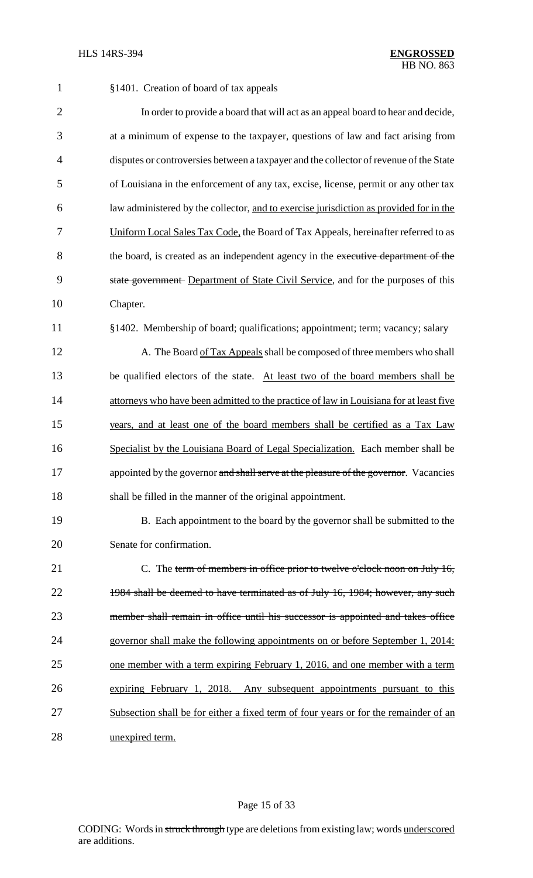§1401. Creation of board of tax appeals

In order to provide a board that will act as an appeal board to hear and decide, at a minimum of expense to the taxpayer, questions of law and fact arising from disputes or controversies between a taxpayer and the collector of revenue of the State of Louisiana in the enforcement of any tax, excise, license, permit or any other tax law administered by the collector, and to exercise jurisdiction as provided for in the Uniform Local Sales Tax Code, the Board of Tax Appeals, hereinafter referred to as the board, is created as an independent agency in the ~~executive department of the state government~~ Department of State Civil Service, and for the purposes of this Chapter.

§1402. Membership of board; qualifications; appointment; term; vacancy; salary

A. The Board of Tax Appeals shall be composed of three members who shall be qualified electors of the state. At least two of the board members shall be attorneys who have been admitted to the practice of law in Louisiana for at least five years, and at least one of the board members shall be certified as a Tax Law Specialist by the Louisiana Board of Legal Specialization. Each member shall be appointed by the governor ~~and shall serve at the pleasure of the governor~~. Vacancies shall be filled in the manner of the original appointment.

B. Each appointment to the board by the governor shall be submitted to the Senate for confirmation.

C. The ~~term of members in office prior to twelve o'clock noon on July 16, 1984 shall be deemed to have terminated as of July 16, 1984; however, any such member shall remain in office until his successor is appointed and takes office~~ governor shall make the following appointments on or before September 1, 2014: one member with a term expiring February 1, 2016, and one member with a term expiring February 1, 2018. Any subsequent appointments pursuant to this Subsection shall be for either a fixed term of four years or for the remainder of an unexpired term.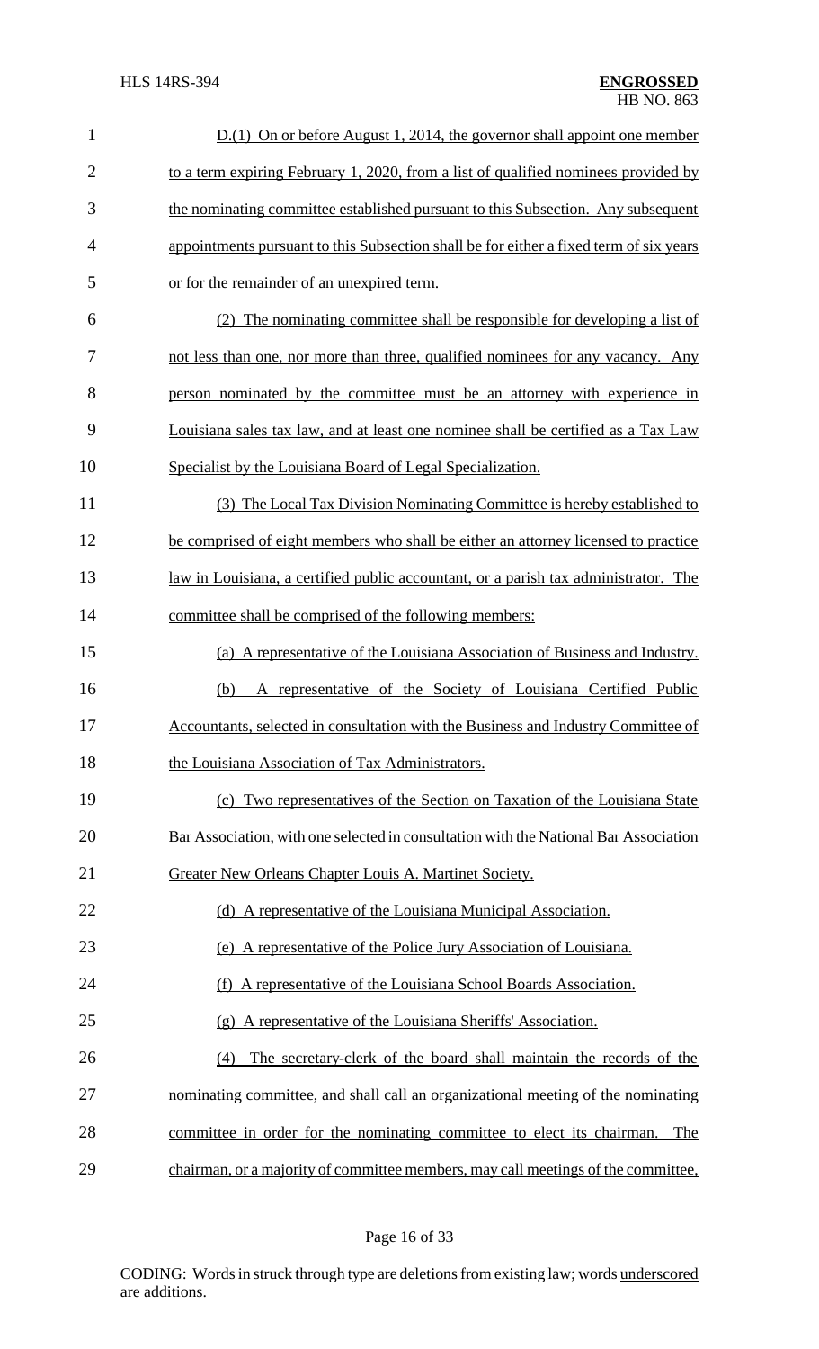D.(1) On or before August 1, 2014, the governor shall appoint one member to a term expiring February 1, 2020, from a list of qualified nominees provided by the nominating committee established pursuant to this Subsection. Any subsequent appointments pursuant to this Subsection shall be for either a fixed term of six years or for the remainder of an unexpired term.

(2) The nominating committee shall be responsible for developing a list of not less than one, nor more than three, qualified nominees for any vacancy. Any person nominated by the committee must be an attorney with experience in Louisiana sales tax law, and at least one nominee shall be certified as a Tax Law Specialist by the Louisiana Board of Legal Specialization.

(3) The Local Tax Division Nominating Committee is hereby established to be comprised of eight members who shall be either an attorney licensed to practice law in Louisiana, a certified public accountant, or a parish tax administrator. The committee shall be comprised of the following members:

(a) A representative of the Louisiana Association of Business and Industry.

(b) A representative of the Society of Louisiana Certified Public Accountants, selected in consultation with the Business and Industry Committee of the Louisiana Association of Tax Administrators.

(c) Two representatives of the Section on Taxation of the Louisiana State Bar Association, with one selected in consultation with the National Bar Association Greater New Orleans Chapter Louis A. Martinet Society.

(d) A representative of the Louisiana Municipal Association.

(e) A representative of the Police Jury Association of Louisiana.

(f) A representative of the Louisiana School Boards Association.

(g) A representative of the Louisiana Sheriffs' Association.

(4) The secretary-clerk of the board shall maintain the records of the nominating committee, and shall call an organizational meeting of the nominating committee in order for the nominating committee to elect its chairman. The chairman, or a majority of committee members, may call meetings of the committee,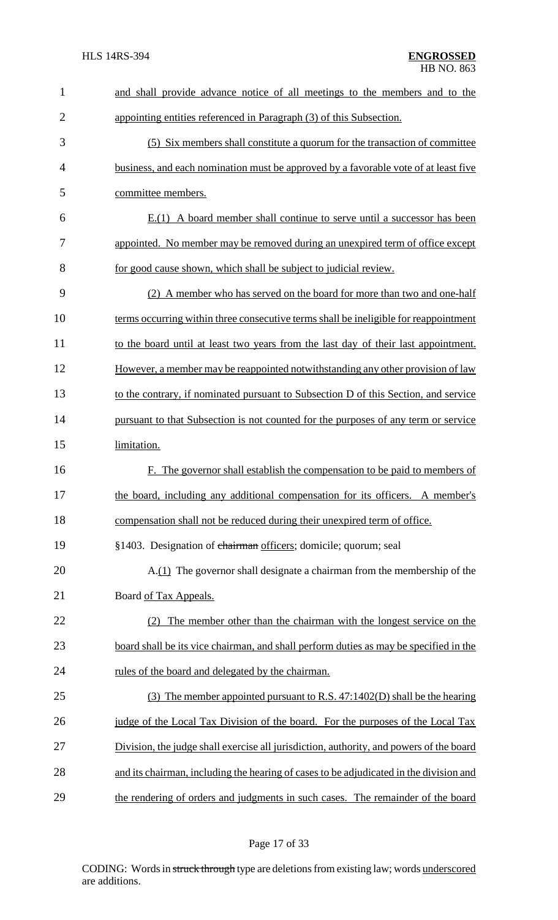and shall provide advance notice of all meetings to the members and to the appointing entities referenced in Paragraph (3) of this Subsection.

(5) Six members shall constitute a quorum for the transaction of committee business, and each nomination must be approved by a favorable vote of at least five committee members.

E.(1) A board member shall continue to serve until a successor has been appointed. No member may be removed during an unexpired term of office except for good cause shown, which shall be subject to judicial review.

(2) A member who has served on the board for more than two and one-half terms occurring within three consecutive terms shall be ineligible for reappointment to the board until at least two years from the last day of their last appointment. However, a member may be reappointed notwithstanding any other provision of law to the contrary, if nominated pursuant to Subsection D of this Section, and service pursuant to that Subsection is not counted for the purposes of any term or service limitation.

F. The governor shall establish the compensation to be paid to members of the board, including any additional compensation for its officers. A member's compensation shall not be reduced during their unexpired term of office.

§1403. Designation of ~~chairman~~ officers; domicile; quorum; seal

A.(1) The governor shall designate a chairman from the membership of the Board of Tax Appeals.

(2) The member other than the chairman with the longest service on the board shall be its vice chairman, and shall perform duties as may be specified in the rules of the board and delegated by the chairman.

(3) The member appointed pursuant to R.S. 47:1402(D) shall be the hearing judge of the Local Tax Division of the board. For the purposes of the Local Tax Division, the judge shall exercise all jurisdiction, authority, and powers of the board and its chairman, including the hearing of cases to be adjudicated in the division and the rendering of orders and judgments in such cases. The remainder of the board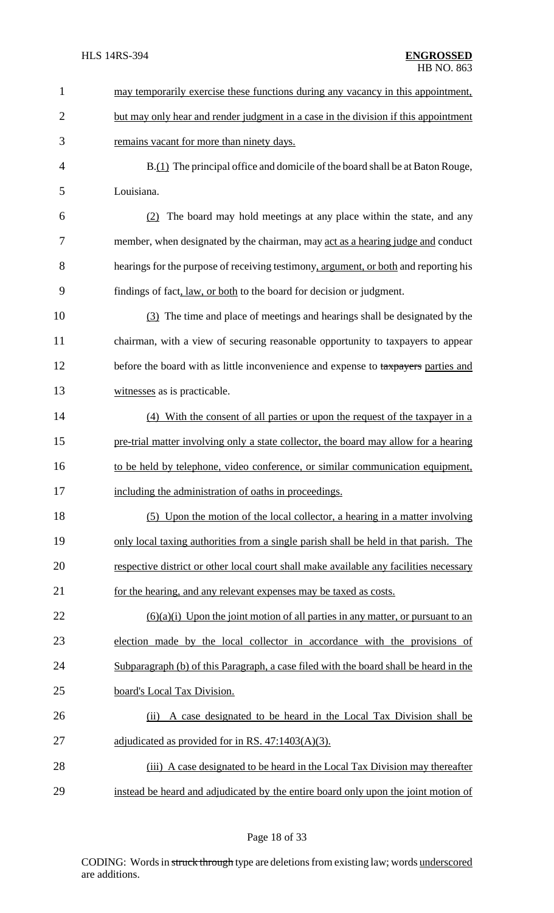may temporarily exercise these functions during any vacancy in this appointment, but may only hear and render judgment in a case in the division if this appointment remains vacant for more than ninety days.

B.(1) The principal office and domicile of the board shall be at Baton Rouge, Louisiana.

(2) The board may hold meetings at any place within the state, and any member, when designated by the chairman, may act as a hearing judge and conduct hearings for the purpose of receiving testimony, argument, or both and reporting his findings of fact, law, or both to the board for decision or judgment.

(3) The time and place of meetings and hearings shall be designated by the chairman, with a view of securing reasonable opportunity to taxpayers to appear before the board with as little inconvenience and expense to ~~taxpayers~~ parties and witnesses as is practicable.

(4) With the consent of all parties or upon the request of the taxpayer in a pre-trial matter involving only a state collector, the board may allow for a hearing to be held by telephone, video conference, or similar communication equipment, including the administration of oaths in proceedings.

(5) Upon the motion of the local collector, a hearing in a matter involving only local taxing authorities from a single parish shall be held in that parish. The respective district or other local court shall make available any facilities necessary for the hearing, and any relevant expenses may be taxed as costs.

(6)(a)(i) Upon the joint motion of all parties in any matter, or pursuant to an election made by the local collector in accordance with the provisions of Subparagraph (b) of this Paragraph, a case filed with the board shall be heard in the board's Local Tax Division.

(ii) A case designated to be heard in the Local Tax Division shall be adjudicated as provided for in RS. 47:1403(A)(3).

(iii) A case designated to be heard in the Local Tax Division may thereafter instead be heard and adjudicated by the entire board only upon the joint motion of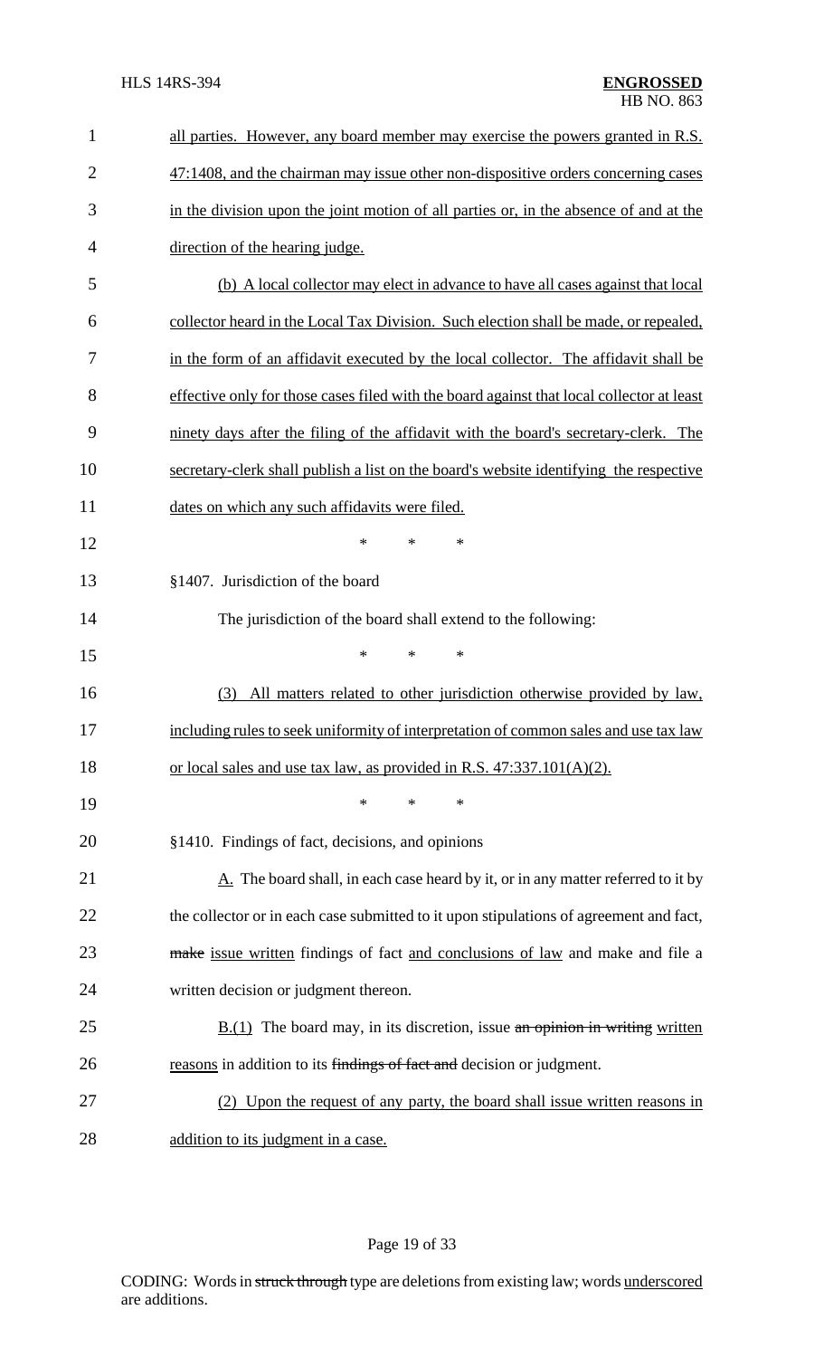all parties. However, any board member may exercise the powers granted in R.S. 47:1408, and the chairman may issue other non-dispositive orders concerning cases in the division upon the joint motion of all parties or, in the absence of and at the direction of the hearing judge.

(b) A local collector may elect in advance to have all cases against that local collector heard in the Local Tax Division. Such election shall be made, or repealed, in the form of an affidavit executed by the local collector. The affidavit shall be effective only for those cases filed with the board against that local collector at least ninety days after the filing of the affidavit with the board's secretary-clerk. The secretary-clerk shall publish a list on the board's website identifying the respective dates on which any such affidavits were filed.

\* \* \*

§1407. Jurisdiction of the board

The jurisdiction of the board shall extend to the following:

\* \* \*

(3) All matters related to other jurisdiction otherwise provided by law, including rules to seek uniformity of interpretation of common sales and use tax law or local sales and use tax law, as provided in R.S. 47:337.101(A)(2).

\* \* \*

§1410. Findings of fact, decisions, and opinions

A. The board shall, in each case heard by it, or in any matter referred to it by the collector or in each case submitted to it upon stipulations of agreement and fact, ~~make~~ issue written findings of fact and conclusions of law and make and file a written decision or judgment thereon.

B.(1) The board may, in its discretion, issue ~~an opinion in writing~~ written reasons in addition to its ~~findings of fact and~~ decision or judgment.

(2) Upon the request of any party, the board shall issue written reasons in addition to its judgment in a case.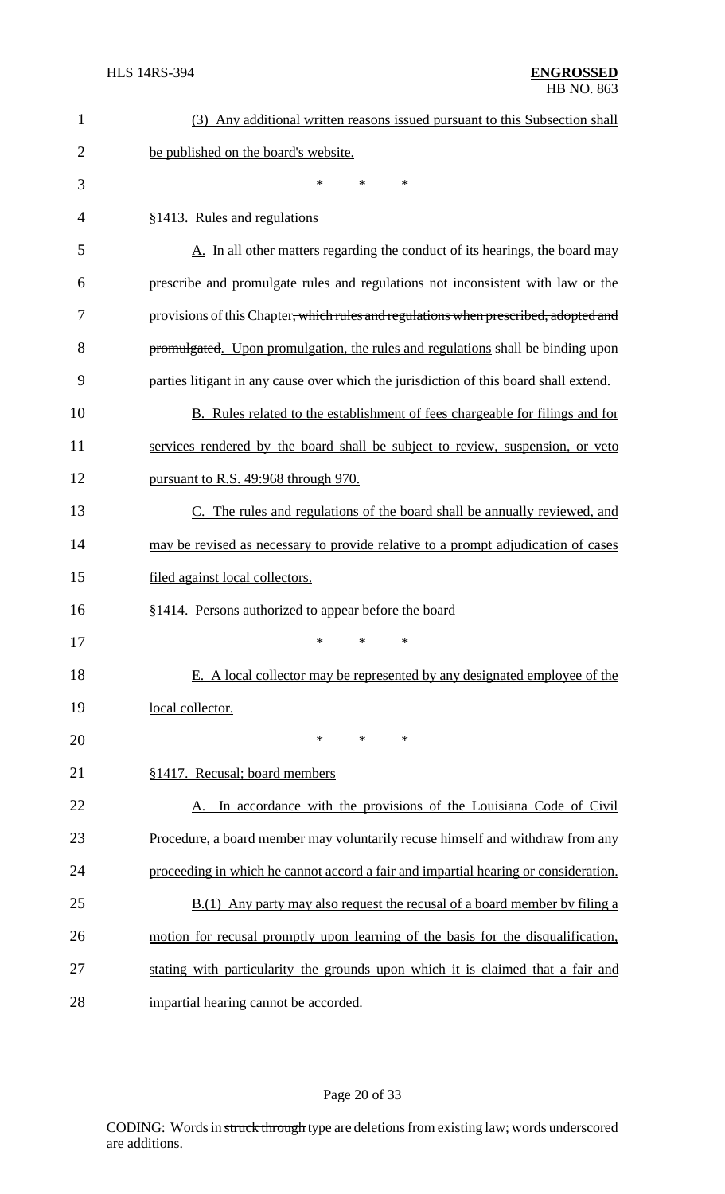(3) Any additional written reasons issued pursuant to this Subsection shall be published on the board's website.

\* \* \*

§1413. Rules and regulations

A. In all other matters regarding the conduct of its hearings, the board may prescribe and promulgate rules and regulations not inconsistent with law or the provisions of this Chapter, which rules and regulations when prescribed, adopted and promulgated. Upon promulgation, the rules and regulations shall be binding upon parties litigant in any cause over which the jurisdiction of this board shall extend.

B. Rules related to the establishment of fees chargeable for filings and for services rendered by the board shall be subject to review, suspension, or veto pursuant to R.S. 49:968 through 970.

C. The rules and regulations of the board shall be annually reviewed, and may be revised as necessary to provide relative to a prompt adjudication of cases filed against local collectors.

§1414. Persons authorized to appear before the board

\* \* \*

E. A local collector may be represented by any designated employee of the local collector.

\* \* \*

§1417. Recusal; board members

A. In accordance with the provisions of the Louisiana Code of Civil Procedure, a board member may voluntarily recuse himself and withdraw from any proceeding in which he cannot accord a fair and impartial hearing or consideration.

B.(1) Any party may also request the recusal of a board member by filing a motion for recusal promptly upon learning of the basis for the disqualification, stating with particularity the grounds upon which it is claimed that a fair and impartial hearing cannot be accorded.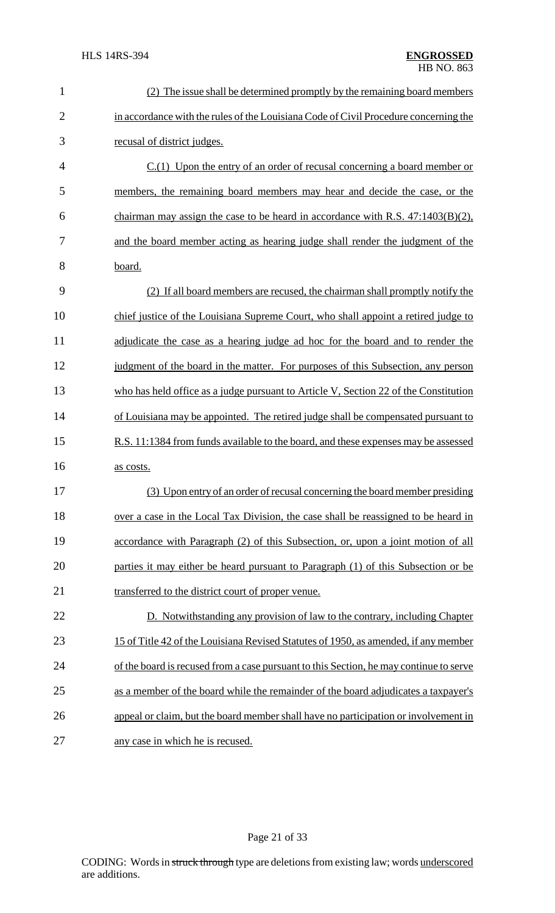(2) The issue shall be determined promptly by the remaining board members in accordance with the rules of the Louisiana Code of Civil Procedure concerning the recusal of district judges.

C.(1) Upon the entry of an order of recusal concerning a board member or members, the remaining board members may hear and decide the case, or the chairman may assign the case to be heard in accordance with R.S. 47:1403(B)(2), and the board member acting as hearing judge shall render the judgment of the board.

(2) If all board members are recused, the chairman shall promptly notify the chief justice of the Louisiana Supreme Court, who shall appoint a retired judge to adjudicate the case as a hearing judge ad hoc for the board and to render the judgment of the board in the matter. For purposes of this Subsection, any person who has held office as a judge pursuant to Article V, Section 22 of the Constitution of Louisiana may be appointed. The retired judge shall be compensated pursuant to R.S. 11:1384 from funds available to the board, and these expenses may be assessed as costs.

(3) Upon entry of an order of recusal concerning the board member presiding over a case in the Local Tax Division, the case shall be reassigned to be heard in accordance with Paragraph (2) of this Subsection, or, upon a joint motion of all parties it may either be heard pursuant to Paragraph (1) of this Subsection or be transferred to the district court of proper venue.

D. Notwithstanding any provision of law to the contrary, including Chapter 15 of Title 42 of the Louisiana Revised Statutes of 1950, as amended, if any member of the board is recused from a case pursuant to this Section, he may continue to serve as a member of the board while the remainder of the board adjudicates a taxpayer's appeal or claim, but the board member shall have no participation or involvement in any case in which he is recused.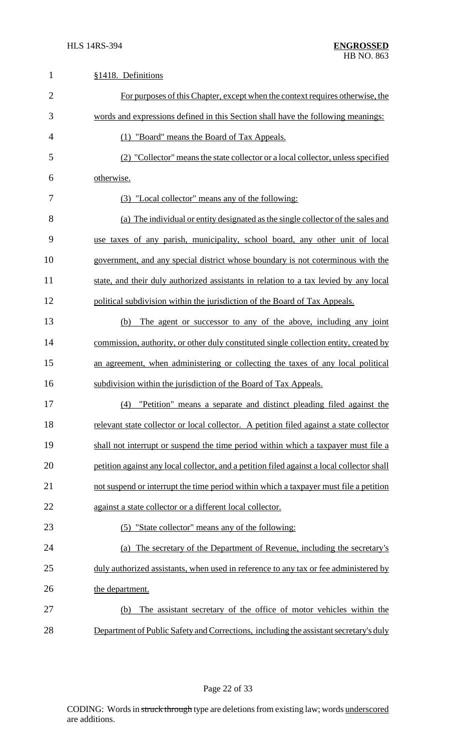§1418. Definitions

For purposes of this Chapter, except when the context requires otherwise, the words and expressions defined in this Section shall have the following meanings:

(1) "Board" means the Board of Tax Appeals.

(2) "Collector" means the state collector or a local collector, unless specified otherwise.

(3) "Local collector" means any of the following:

(a) The individual or entity designated as the single collector of the sales and use taxes of any parish, municipality, school board, any other unit of local government, and any special district whose boundary is not coterminous with the state, and their duly authorized assistants in relation to a tax levied by any local political subdivision within the jurisdiction of the Board of Tax Appeals.

(b) The agent or successor to any of the above, including any joint commission, authority, or other duly constituted single collection entity, created by an agreement, when administering or collecting the taxes of any local political subdivision within the jurisdiction of the Board of Tax Appeals.

(4) "Petition" means a separate and distinct pleading filed against the relevant state collector or local collector. A petition filed against a state collector shall not interrupt or suspend the time period within which a taxpayer must file a petition against any local collector, and a petition filed against a local collector shall not suspend or interrupt the time period within which a taxpayer must file a petition against a state collector or a different local collector.

(5) "State collector" means any of the following:

(a) The secretary of the Department of Revenue, including the secretary's duly authorized assistants, when used in reference to any tax or fee administered by the department.

(b) The assistant secretary of the office of motor vehicles within the Department of Public Safety and Corrections, including the assistant secretary's duly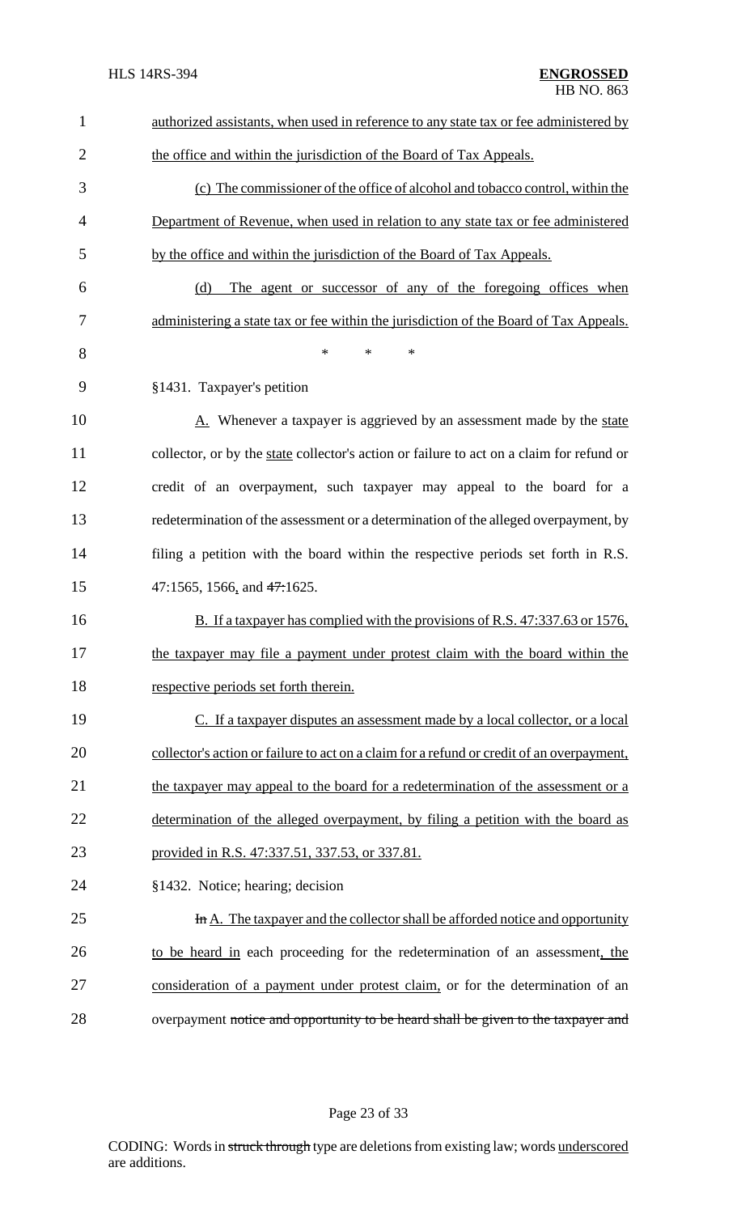authorized assistants, when used in reference to any state tax or fee administered by the office and within the jurisdiction of the Board of Tax Appeals.

(c) The commissioner of the office of alcohol and tobacco control, within the Department of Revenue, when used in relation to any state tax or fee administered by the office and within the jurisdiction of the Board of Tax Appeals.

(d) The agent or successor of any of the foregoing offices when administering a state tax or fee within the jurisdiction of the Board of Tax Appeals.

\* \* \*

§1431. Taxpayer's petition

A. Whenever a taxpayer is aggrieved by an assessment made by the state collector, or by the state collector's action or failure to act on a claim for refund or credit of an overpayment, such taxpayer may appeal to the board for a redetermination of the assessment or a determination of the alleged overpayment, by filing a petition with the board within the respective periods set forth in R.S. 47:1565, 1566, and 47:1625.

B. If a taxpayer has complied with the provisions of R.S. 47:337.63 or 1576, the taxpayer may file a payment under protest claim with the board within the respective periods set forth therein.

C. If a taxpayer disputes an assessment made by a local collector, or a local collector's action or failure to act on a claim for a refund or credit of an overpayment, the taxpayer may appeal to the board for a redetermination of the assessment or a determination of the alleged overpayment, by filing a petition with the board as provided in R.S. 47:337.51, 337.53, or 337.81.

§1432. Notice; hearing; decision

In A. The taxpayer and the collector shall be afforded notice and opportunity to be heard in each proceeding for the redetermination of an assessment, the consideration of a payment under protest claim, or for the determination of an overpayment notice and opportunity to be heard shall be given to the taxpayer and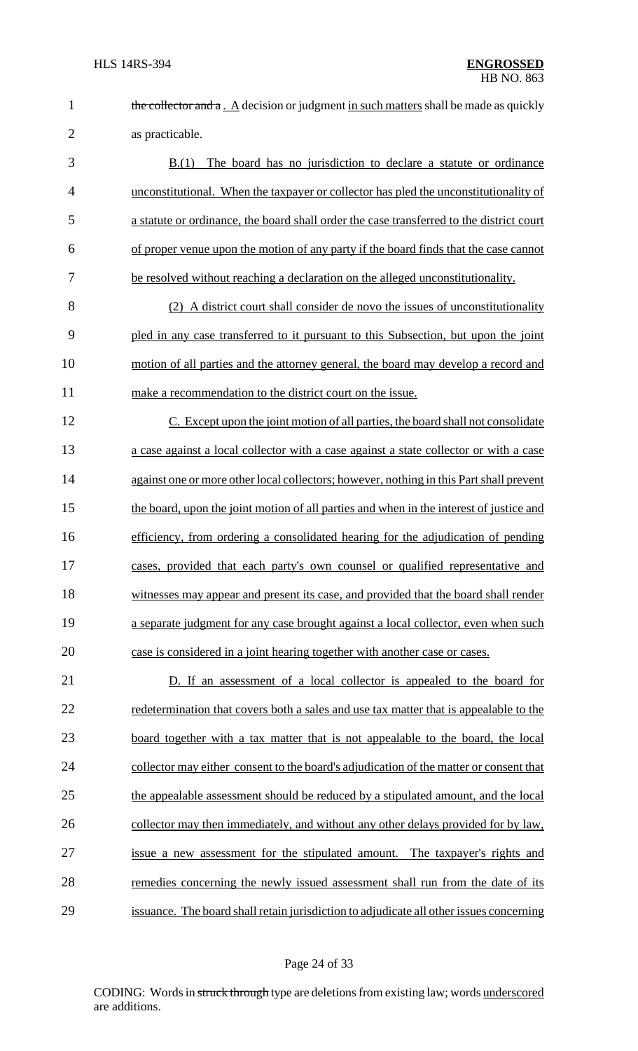~~the collector and a~~ . A decision or judgment in such matters shall be made as quickly as practicable.

B.(1) The board has no jurisdiction to declare a statute or ordinance unconstitutional. When the taxpayer or collector has pled the unconstitutionality of a statute or ordinance, the board shall order the case transferred to the district court of proper venue upon the motion of any party if the board finds that the case cannot be resolved without reaching a declaration on the alleged unconstitutionality.

(2) A district court shall consider de novo the issues of unconstitutionality pled in any case transferred to it pursuant to this Subsection, but upon the joint motion of all parties and the attorney general, the board may develop a record and make a recommendation to the district court on the issue.

C. Except upon the joint motion of all parties, the board shall not consolidate a case against a local collector with a case against a state collector or with a case against one or more other local collectors; however, nothing in this Part shall prevent the board, upon the joint motion of all parties and when in the interest of justice and efficiency, from ordering a consolidated hearing for the adjudication of pending cases, provided that each party's own counsel or qualified representative and witnesses may appear and present its case, and provided that the board shall render a separate judgment for any case brought against a local collector, even when such case is considered in a joint hearing together with another case or cases.

D. If an assessment of a local collector is appealed to the board for redetermination that covers both a sales and use tax matter that is appealable to the board together with a tax matter that is not appealable to the board, the local collector may either consent to the board's adjudication of the matter or consent that the appealable assessment should be reduced by a stipulated amount, and the local collector may then immediately, and without any other delays provided for by law, issue a new assessment for the stipulated amount. The taxpayer's rights and remedies concerning the newly issued assessment shall run from the date of its issuance. The board shall retain jurisdiction to adjudicate all other issues concerning

CODING: Words in ~~struck through~~ type are deletions from existing law; words underscored are additions.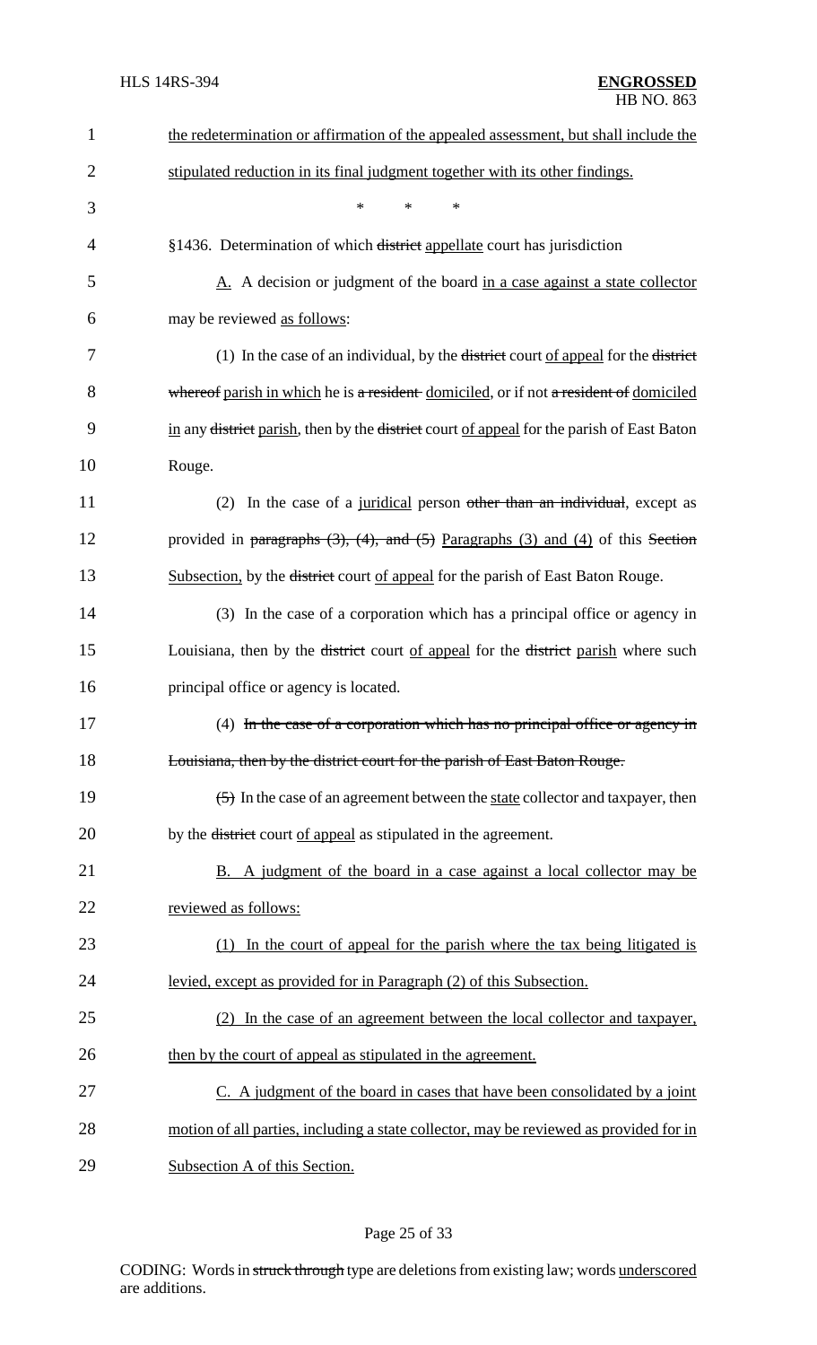the redetermination or affirmation of the appealed assessment, but shall include the stipulated reduction in its final judgment together with its other findings.

\* \* \*

§1436. Determination of which ~~district~~ appellate court has jurisdiction

A. A decision or judgment of the board in a case against a state collector may be reviewed as follows:

(1) In the case of an individual, by the ~~district~~ court of appeal for the ~~district whereof~~ parish in which he is ~~a resident~~ domiciled, or if not ~~a resident of~~ domiciled in any ~~district~~ parish, then by the ~~district~~ court of appeal for the parish of East Baton Rouge.

(2) In the case of a juridical person ~~other than an individual~~, except as provided in ~~paragraphs (3), (4), and (5)~~ Paragraphs (3) and (4) of this ~~Section~~ Subsection, by the ~~district~~ court of appeal for the parish of East Baton Rouge.

(3) In the case of a corporation which has a principal office or agency in Louisiana, then by the ~~district~~ court of appeal for the ~~district~~ parish where such principal office or agency is located.

(4) ~~In the case of a corporation which has no principal office or agency in Louisiana, then by the district court for the parish of East Baton Rouge.~~

~~(5)~~ In the case of an agreement between the state collector and taxpayer, then by the ~~district~~ court of appeal as stipulated in the agreement.

B. A judgment of the board in a case against a local collector may be reviewed as follows:

(1) In the court of appeal for the parish where the tax being litigated is levied, except as provided for in Paragraph (2) of this Subsection.

(2) In the case of an agreement between the local collector and taxpayer, then by the court of appeal as stipulated in the agreement.

C. A judgment of the board in cases that have been consolidated by a joint motion of all parties, including a state collector, may be reviewed as provided for in Subsection A of this Section.

CODING: Words in ~~struck through~~ type are deletions from existing law; words underscored are additions.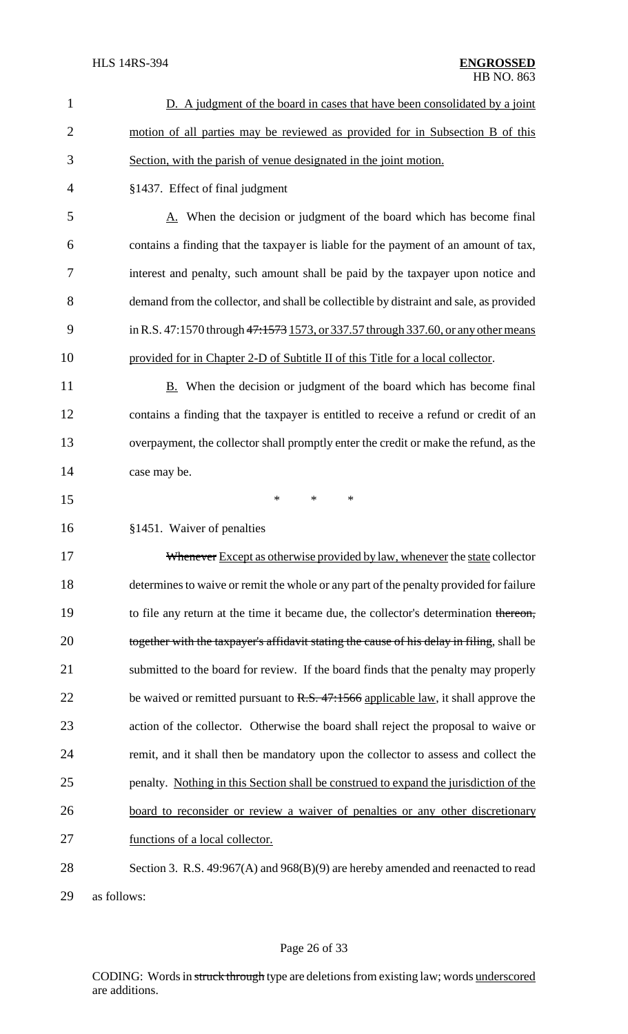D. A judgment of the board in cases that have been consolidated by a joint motion of all parties may be reviewed as provided for in Subsection B of this Section, with the parish of venue designated in the joint motion.

§1437. Effect of final judgment

A. When the decision or judgment of the board which has become final contains a finding that the taxpayer is liable for the payment of an amount of tax, interest and penalty, such amount shall be paid by the taxpayer upon notice and demand from the collector, and shall be collectible by distraint and sale, as provided in R.S. 47:1570 through 47:1573 1573, or 337.57 through 337.60, or any other means provided for in Chapter 2-D of Subtitle II of this Title for a local collector.

B. When the decision or judgment of the board which has become final contains a finding that the taxpayer is entitled to receive a refund or credit of an overpayment, the collector shall promptly enter the credit or make the refund, as the case may be.

\* \* \*

§1451. Waiver of penalties

Whenever Except as otherwise provided by law, whenever the state collector determines to waive or remit the whole or any part of the penalty provided for failure to file any return at the time it became due, the collector's determination thereon, together with the taxpayer's affidavit stating the cause of his delay in filing, shall be submitted to the board for review. If the board finds that the penalty may properly be waived or remitted pursuant to R.S. 47:1566 applicable law, it shall approve the action of the collector. Otherwise the board shall reject the proposal to waive or remit, and it shall then be mandatory upon the collector to assess and collect the penalty. Nothing in this Section shall be construed to expand the jurisdiction of the board to reconsider or review a waiver of penalties or any other discretionary functions of a local collector.

Section 3. R.S. 49:967(A) and 968(B)(9) are hereby amended and reenacted to read as follows: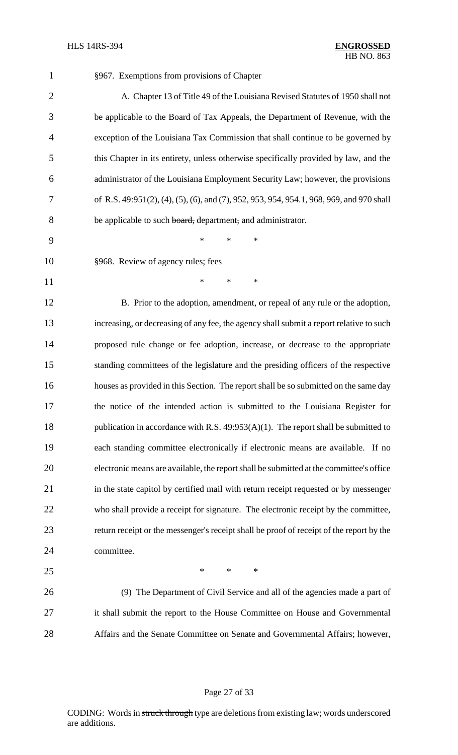§967. Exemptions from provisions of Chapter

A. Chapter 13 of Title 49 of the Louisiana Revised Statutes of 1950 shall not be applicable to the Board of Tax Appeals, the Department of Revenue, with the exception of the Louisiana Tax Commission that shall continue to be governed by this Chapter in its entirety, unless otherwise specifically provided by law, and the administrator of the Louisiana Employment Security Law; however, the provisions of R.S. 49:951(2), (4), (5), (6), and (7), 952, 953, 954, 954.1, 968, 969, and 970 shall be applicable to such ~~board,~~ department~~,~~ and administrator.

\* \* \*

§968. Review of agency rules; fees

\* \* \*

B. Prior to the adoption, amendment, or repeal of any rule or the adoption, increasing, or decreasing of any fee, the agency shall submit a report relative to such proposed rule change or fee adoption, increase, or decrease to the appropriate standing committees of the legislature and the presiding officers of the respective houses as provided in this Section. The report shall be so submitted on the same day the notice of the intended action is submitted to the Louisiana Register for publication in accordance with R.S. 49:953(A)(1). The report shall be submitted to each standing committee electronically if electronic means are available. If no electronic means are available, the report shall be submitted at the committee's office in the state capitol by certified mail with return receipt requested or by messenger who shall provide a receipt for signature. The electronic receipt by the committee, return receipt or the messenger's receipt shall be proof of receipt of the report by the committee.

\* \* \*

(9) The Department of Civil Service and all of the agencies made a part of it shall submit the report to the House Committee on House and Governmental Affairs and the Senate Committee on Senate and Governmental Affairs<u>; however,</u>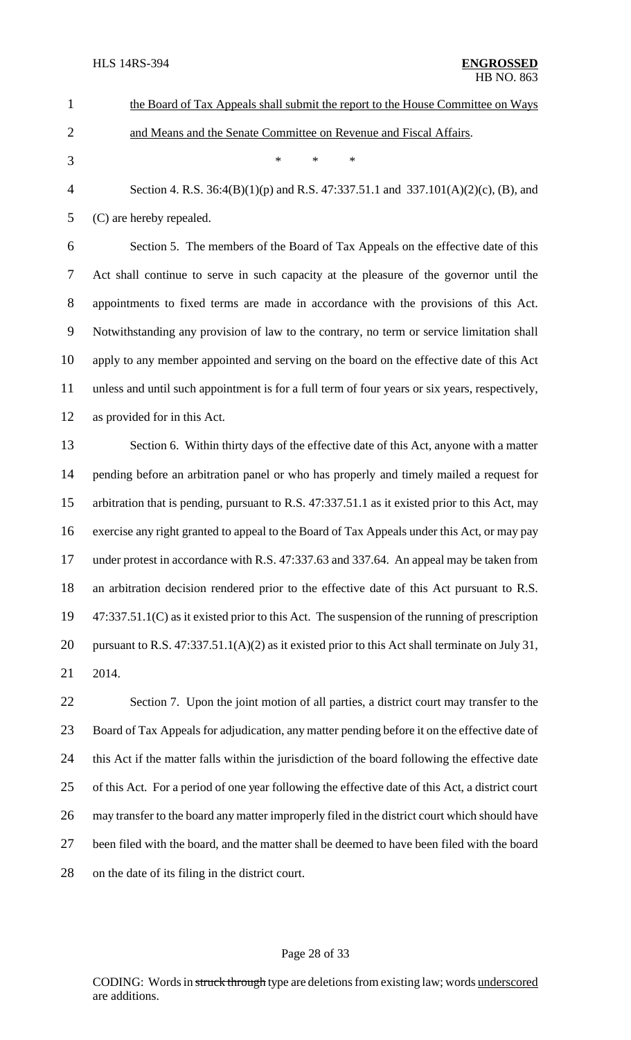the Board of Tax Appeals shall submit the report to the House Committee on Ways and Means and the Senate Committee on Revenue and Fiscal Affairs.

\* \* \*

Section 4. R.S. 36:4(B)(1)(p) and R.S. 47:337.51.1 and 337.101(A)(2)(c), (B), and (C) are hereby repealed.

Section 5. The members of the Board of Tax Appeals on the effective date of this Act shall continue to serve in such capacity at the pleasure of the governor until the appointments to fixed terms are made in accordance with the provisions of this Act. Notwithstanding any provision of law to the contrary, no term or service limitation shall apply to any member appointed and serving on the board on the effective date of this Act unless and until such appointment is for a full term of four years or six years, respectively, as provided for in this Act.

Section 6. Within thirty days of the effective date of this Act, anyone with a matter pending before an arbitration panel or who has properly and timely mailed a request for arbitration that is pending, pursuant to R.S. 47:337.51.1 as it existed prior to this Act, may exercise any right granted to appeal to the Board of Tax Appeals under this Act, or may pay under protest in accordance with R.S. 47:337.63 and 337.64. An appeal may be taken from an arbitration decision rendered prior to the effective date of this Act pursuant to R.S. 47:337.51.1(C) as it existed prior to this Act. The suspension of the running of prescription pursuant to R.S. 47:337.51.1(A)(2) as it existed prior to this Act shall terminate on July 31, 2014.

Section 7. Upon the joint motion of all parties, a district court may transfer to the Board of Tax Appeals for adjudication, any matter pending before it on the effective date of this Act if the matter falls within the jurisdiction of the board following the effective date of this Act. For a period of one year following the effective date of this Act, a district court may transfer to the board any matter improperly filed in the district court which should have been filed with the board, and the matter shall be deemed to have been filed with the board on the date of its filing in the district court.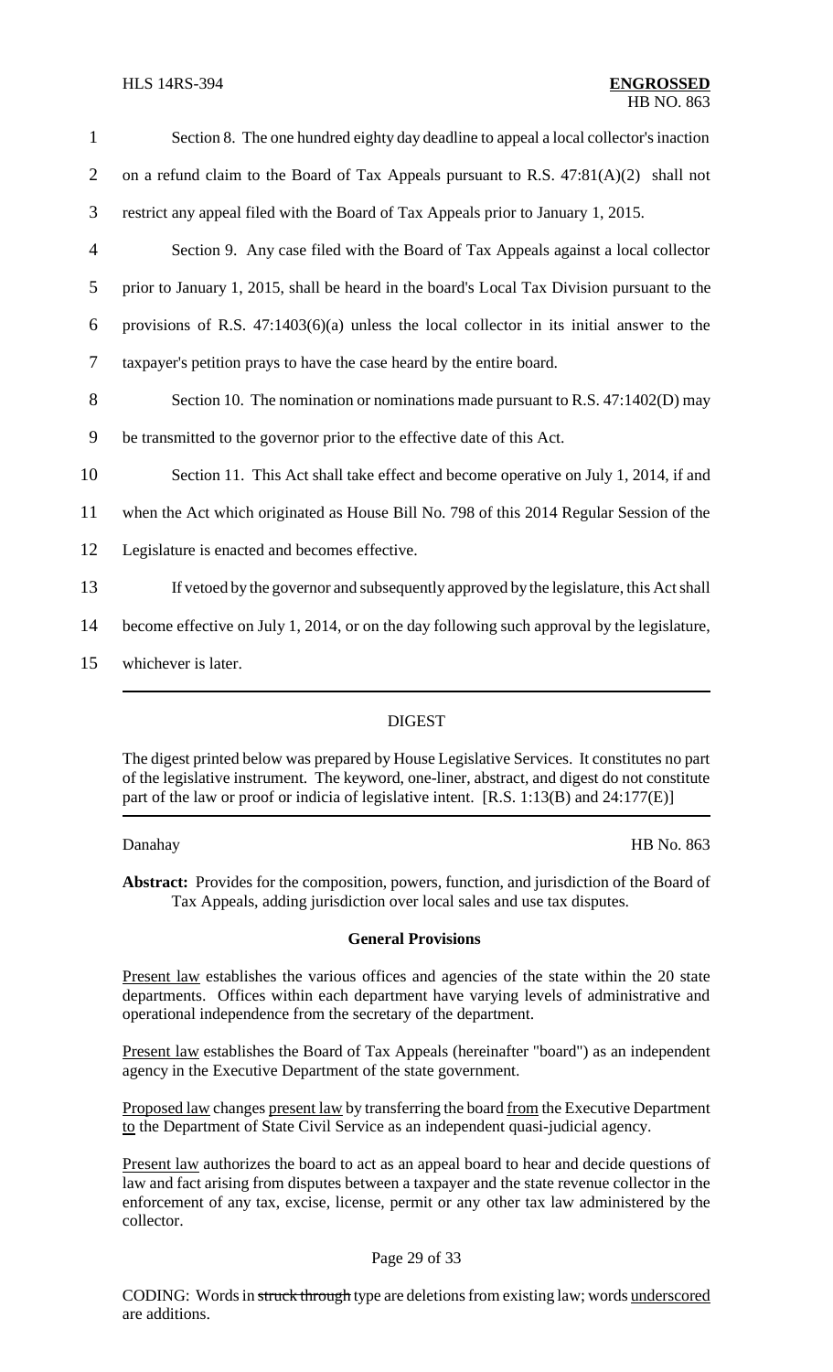Section 8. The one hundred eighty day deadline to appeal a local collector's inaction on a refund claim to the Board of Tax Appeals pursuant to R.S. 47:81(A)(2) shall not restrict any appeal filed with the Board of Tax Appeals prior to January 1, 2015.

Section 9. Any case filed with the Board of Tax Appeals against a local collector prior to January 1, 2015, shall be heard in the board's Local Tax Division pursuant to the provisions of R.S. 47:1403(6)(a) unless the local collector in its initial answer to the taxpayer's petition prays to have the case heard by the entire board.

Section 10. The nomination or nominations made pursuant to R.S. 47:1402(D) may be transmitted to the governor prior to the effective date of this Act.

Section 11. This Act shall take effect and become operative on July 1, 2014, if and when the Act which originated as House Bill No. 798 of this 2014 Regular Session of the Legislature is enacted and becomes effective.

If vetoed by the governor and subsequently approved by the legislature, this Act shall become effective on July 1, 2014, or on the day following such approval by the legislature, whichever is later.

## DIGEST

The digest printed below was prepared by House Legislative Services. It constitutes no part of the legislative instrument. The keyword, one-liner, abstract, and digest do not constitute part of the law or proof or indicia of legislative intent. [R.S. 1:13(B) and 24:177(E)]

Danahay HB No. 863

**Abstract:** Provides for the composition, powers, function, and jurisdiction of the Board of Tax Appeals, adding jurisdiction over local sales and use tax disputes.

### General Provisions

Present law establishes the various offices and agencies of the state within the 20 state departments. Offices within each department have varying levels of administrative and operational independence from the secretary of the department.

Present law establishes the Board of Tax Appeals (hereinafter "board") as an independent agency in the Executive Department of the state government.

Proposed law changes present law by transferring the board from the Executive Department to the Department of State Civil Service as an independent quasi-judicial agency.

Present law authorizes the board to act as an appeal board to hear and decide questions of law and fact arising from disputes between a taxpayer and the state revenue collector in the enforcement of any tax, excise, license, permit or any other tax law administered by the collector.

CODING: Words in struck through type are deletions from existing law; words underscored are additions.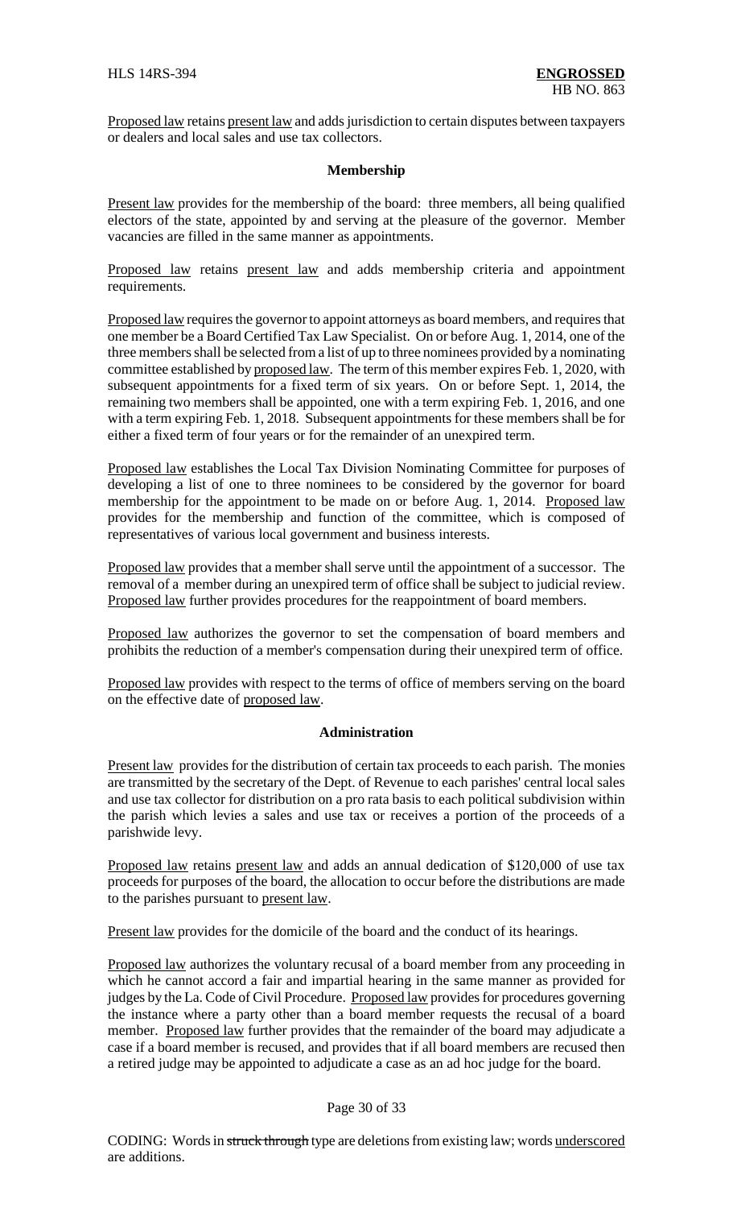Proposed law retains present law and adds jurisdiction to certain disputes between taxpayers or dealers and local sales and use tax collectors.

**Membership**

Present law provides for the membership of the board: three members, all being qualified electors of the state, appointed by and serving at the pleasure of the governor. Member vacancies are filled in the same manner as appointments.

Proposed law retains present law and adds membership criteria and appointment requirements.

Proposed law requires the governor to appoint attorneys as board members, and requires that one member be a Board Certified Tax Law Specialist. On or before Aug. 1, 2014, one of the three members shall be selected from a list of up to three nominees provided by a nominating committee established by proposed law. The term of this member expires Feb. 1, 2020, with subsequent appointments for a fixed term of six years. On or before Sept. 1, 2014, the remaining two members shall be appointed, one with a term expiring Feb. 1, 2016, and one with a term expiring Feb. 1, 2018. Subsequent appointments for these members shall be for either a fixed term of four years or for the remainder of an unexpired term.

Proposed law establishes the Local Tax Division Nominating Committee for purposes of developing a list of one to three nominees to be considered by the governor for board membership for the appointment to be made on or before Aug. 1, 2014. Proposed law provides for the membership and function of the committee, which is composed of representatives of various local government and business interests.

Proposed law provides that a member shall serve until the appointment of a successor. The removal of a member during an unexpired term of office shall be subject to judicial review. Proposed law further provides procedures for the reappointment of board members.

Proposed law authorizes the governor to set the compensation of board members and prohibits the reduction of a member's compensation during their unexpired term of office.

Proposed law provides with respect to the terms of office of members serving on the board on the effective date of proposed law.

**Administration**

Present law provides for the distribution of certain tax proceeds to each parish. The monies are transmitted by the secretary of the Dept. of Revenue to each parishes' central local sales and use tax collector for distribution on a pro rata basis to each political subdivision within the parish which levies a sales and use tax or receives a portion of the proceeds of a parishwide levy.

Proposed law retains present law and adds an annual dedication of $120,000 of use tax proceeds for purposes of the board, the allocation to occur before the distributions are made to the parishes pursuant to present law.

Present law provides for the domicile of the board and the conduct of its hearings.

Proposed law authorizes the voluntary recusal of a board member from any proceeding in which he cannot accord a fair and impartial hearing in the same manner as provided for judges by the La. Code of Civil Procedure. Proposed law provides for procedures governing the instance where a party other than a board member requests the recusal of a board member. Proposed law further provides that the remainder of the board may adjudicate a case if a board member is recused, and provides that if all board members are recused then a retired judge may be appointed to adjudicate a case as an ad hoc judge for the board.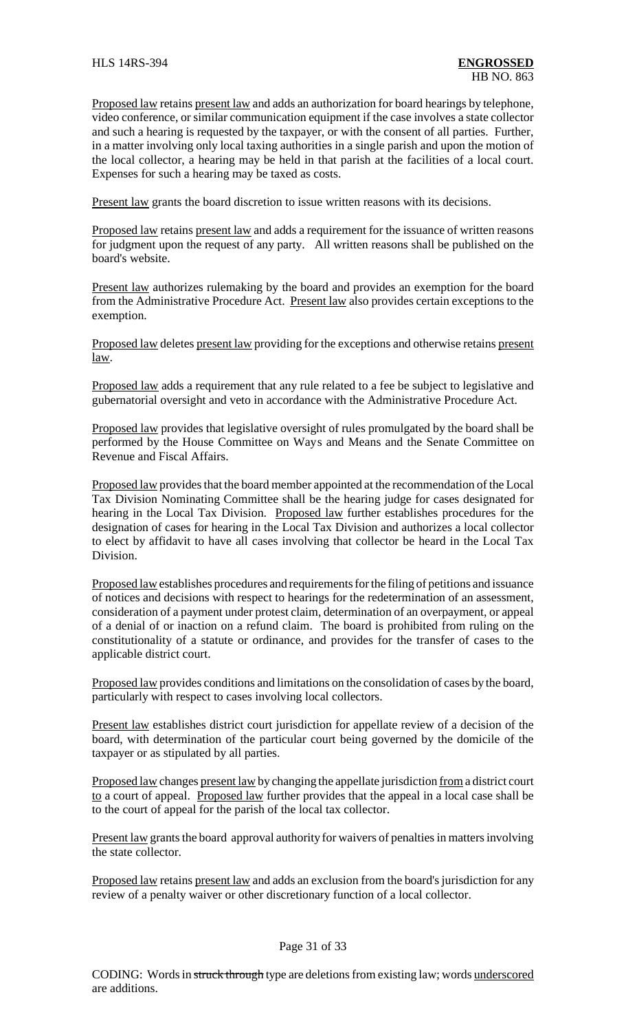Proposed law retains present law and adds an authorization for board hearings by telephone, video conference, or similar communication equipment if the case involves a state collector and such a hearing is requested by the taxpayer, or with the consent of all parties. Further, in a matter involving only local taxing authorities in a single parish and upon the motion of the local collector, a hearing may be held in that parish at the facilities of a local court. Expenses for such a hearing may be taxed as costs.

Present law grants the board discretion to issue written reasons with its decisions.

Proposed law retains present law and adds a requirement for the issuance of written reasons for judgment upon the request of any party. All written reasons shall be published on the board's website.

Present law authorizes rulemaking by the board and provides an exemption for the board from the Administrative Procedure Act. Present law also provides certain exceptions to the exemption.

Proposed law deletes present law providing for the exceptions and otherwise retains present law.

Proposed law adds a requirement that any rule related to a fee be subject to legislative and gubernatorial oversight and veto in accordance with the Administrative Procedure Act.

Proposed law provides that legislative oversight of rules promulgated by the board shall be performed by the House Committee on Ways and Means and the Senate Committee on Revenue and Fiscal Affairs.

Proposed law provides that the board member appointed at the recommendation of the Local Tax Division Nominating Committee shall be the hearing judge for cases designated for hearing in the Local Tax Division. Proposed law further establishes procedures for the designation of cases for hearing in the Local Tax Division and authorizes a local collector to elect by affidavit to have all cases involving that collector be heard in the Local Tax Division.

Proposed law establishes procedures and requirements for the filing of petitions and issuance of notices and decisions with respect to hearings for the redetermination of an assessment, consideration of a payment under protest claim, determination of an overpayment, or appeal of a denial of or inaction on a refund claim. The board is prohibited from ruling on the constitutionality of a statute or ordinance, and provides for the transfer of cases to the applicable district court.

Proposed law provides conditions and limitations on the consolidation of cases by the board, particularly with respect to cases involving local collectors.

Present law establishes district court jurisdiction for appellate review of a decision of the board, with determination of the particular court being governed by the domicile of the taxpayer or as stipulated by all parties.

Proposed law changes present law by changing the appellate jurisdiction from a district court to a court of appeal. Proposed law further provides that the appeal in a local case shall be to the court of appeal for the parish of the local tax collector.

Present law grants the board approval authority for waivers of penalties in matters involving the state collector.

Proposed law retains present law and adds an exclusion from the board's jurisdiction for any review of a penalty waiver or other discretionary function of a local collector.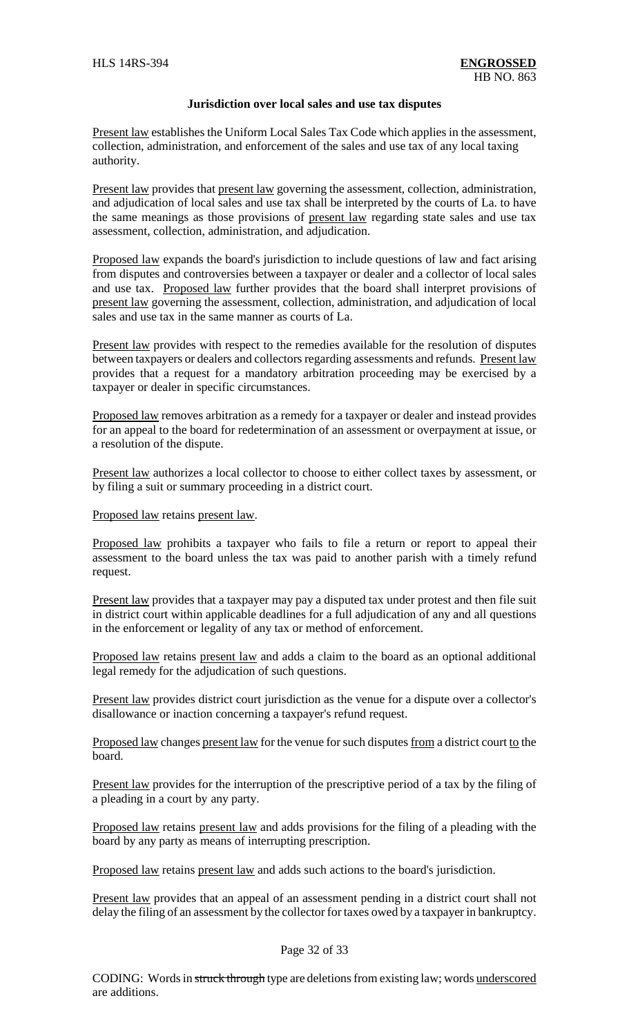**Jurisdiction over local sales and use tax disputes**

Present law establishes the Uniform Local Sales Tax Code which applies in the assessment, collection, administration, and enforcement of the sales and use tax of any local taxing authority.

Present law provides that present law governing the assessment, collection, administration, and adjudication of local sales and use tax shall be interpreted by the courts of La. to have the same meanings as those provisions of present law regarding state sales and use tax assessment, collection, administration, and adjudication.

Proposed law expands the board's jurisdiction to include questions of law and fact arising from disputes and controversies between a taxpayer or dealer and a collector of local sales and use tax. Proposed law further provides that the board shall interpret provisions of present law governing the assessment, collection, administration, and adjudication of local sales and use tax in the same manner as courts of La.

Present law provides with respect to the remedies available for the resolution of disputes between taxpayers or dealers and collectors regarding assessments and refunds. Present law provides that a request for a mandatory arbitration proceeding may be exercised by a taxpayer or dealer in specific circumstances.

Proposed law removes arbitration as a remedy for a taxpayer or dealer and instead provides for an appeal to the board for redetermination of an assessment or overpayment at issue, or a resolution of the dispute.

Present law authorizes a local collector to choose to either collect taxes by assessment, or by filing a suit or summary proceeding in a district court.

Proposed law retains present law.

Proposed law prohibits a taxpayer who fails to file a return or report to appeal their assessment to the board unless the tax was paid to another parish with a timely refund request.

Present law provides that a taxpayer may pay a disputed tax under protest and then file suit in district court within applicable deadlines for a full adjudication of any and all questions in the enforcement or legality of any tax or method of enforcement.

Proposed law retains present law and adds a claim to the board as an optional additional legal remedy for the adjudication of such questions.

Present law provides district court jurisdiction as the venue for a dispute over a collector's disallowance or inaction concerning a taxpayer's refund request.

Proposed law changes present law for the venue for such disputes from a district court to the board.

Present law provides for the interruption of the prescriptive period of a tax by the filing of a pleading in a court by any party.

Proposed law retains present law and adds provisions for the filing of a pleading with the board by any party as means of interrupting prescription.

Proposed law retains present law and adds such actions to the board's jurisdiction.

Present law provides that an appeal of an assessment pending in a district court shall not delay the filing of an assessment by the collector for taxes owed by a taxpayer in bankruptcy.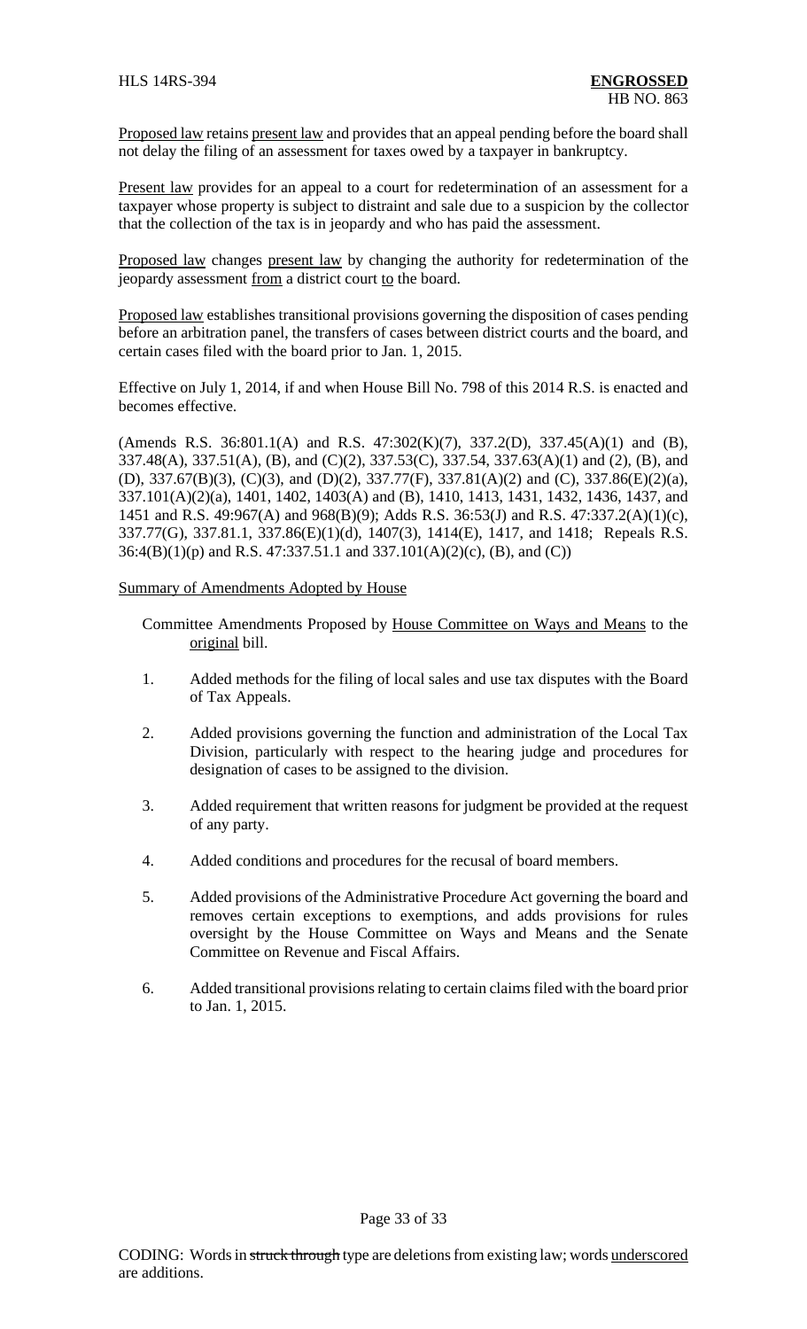Proposed law retains present law and provides that an appeal pending before the board shall not delay the filing of an assessment for taxes owed by a taxpayer in bankruptcy.

Present law provides for an appeal to a court for redetermination of an assessment for a taxpayer whose property is subject to distraint and sale due to a suspicion by the collector that the collection of the tax is in jeopardy and who has paid the assessment.

Proposed law changes present law by changing the authority for redetermination of the jeopardy assessment from a district court to the board.

Proposed law establishes transitional provisions governing the disposition of cases pending before an arbitration panel, the transfers of cases between district courts and the board, and certain cases filed with the board prior to Jan. 1, 2015.

Effective on July 1, 2014, if and when House Bill No. 798 of this 2014 R.S. is enacted and becomes effective.

(Amends R.S. 36:801.1(A) and R.S. 47:302(K)(7), 337.2(D), 337.45(A)(1) and (B), 337.48(A), 337.51(A), (B), and (C)(2), 337.53(C), 337.54, 337.63(A)(1) and (2), (B), and (D), 337.67(B)(3), (C)(3), and (D)(2), 337.77(F), 337.81(A)(2) and (C), 337.86(E)(2)(a), 337.101(A)(2)(a), 1401, 1402, 1403(A) and (B), 1410, 1413, 1431, 1432, 1436, 1437, and 1451 and R.S. 49:967(A) and 968(B)(9); Adds R.S. 36:53(J) and R.S. 47:337.2(A)(1)(c), 337.77(G), 337.81.1, 337.86(E)(1)(d), 1407(3), 1414(E), 1417, and 1418; Repeals R.S. 36:4(B)(1)(p) and R.S. 47:337.51.1 and 337.101(A)(2)(c), (B), and (C))

Summary of Amendments Adopted by House

Committee Amendments Proposed by House Committee on Ways and Means to the original bill.

1. Added methods for the filing of local sales and use tax disputes with the Board of Tax Appeals.

2. Added provisions governing the function and administration of the Local Tax Division, particularly with respect to the hearing judge and procedures for designation of cases to be assigned to the division.

3. Added requirement that written reasons for judgment be provided at the request of any party.

4. Added conditions and procedures for the recusal of board members.

5. Added provisions of the Administrative Procedure Act governing the board and removes certain exceptions to exemptions, and adds provisions for rules oversight by the House Committee on Ways and Means and the Senate Committee on Revenue and Fiscal Affairs.

6. Added transitional provisions relating to certain claims filed with the board prior to Jan. 1, 2015.